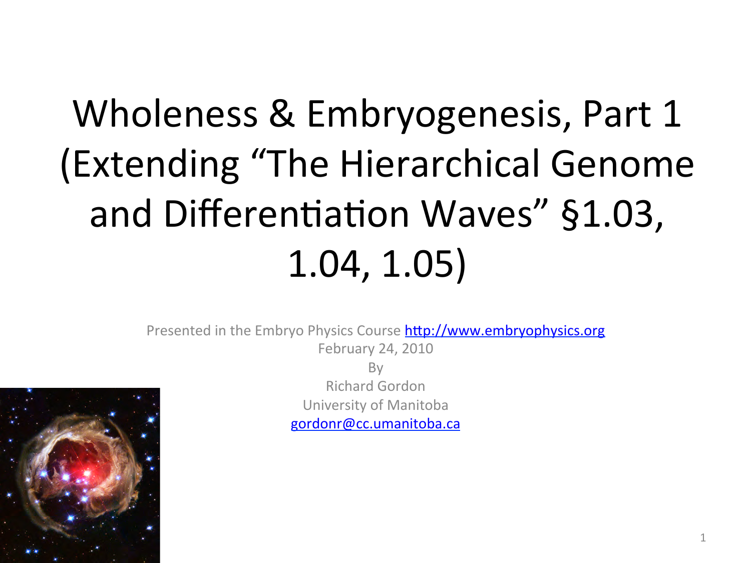# Wholeness & Embryogenesis, Part 1 (Extending "The Hierarchical Genome and Differentiation Waves" §1.03, 1.04, 1.05)

Presented in the Embryo Physics Course http://www.embryophysics.org

February 24, 2010

By

Richard Gordon

University of Manitoba

gordonr@cc.umanitoba.ca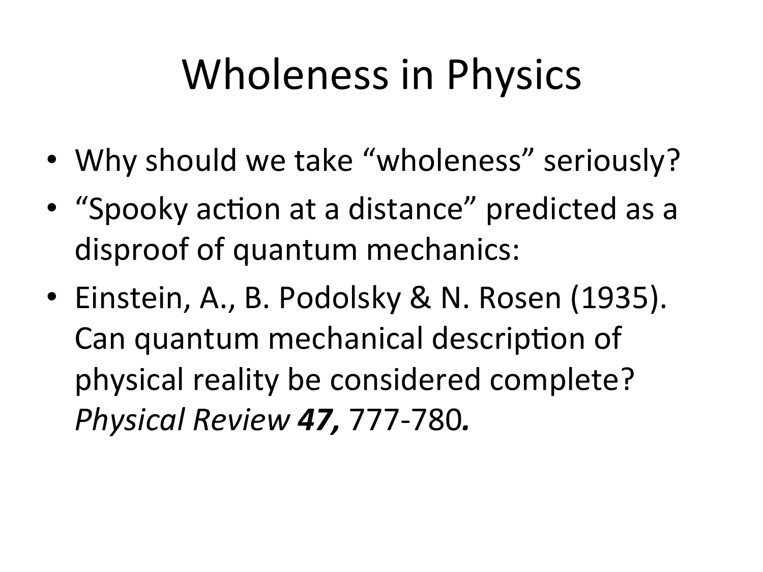# Wholeness in Physics

- Why should we take "wholeness" seriously?
- "Spooky action at a distance" predicted as a disproof of quantum mechanics:
- Einstein, A., B. Podolsky & N. Rosen (1935). Can quantum mechanical description of physical reality be considered complete? *Physical Review* ***47,*** 777-780***.***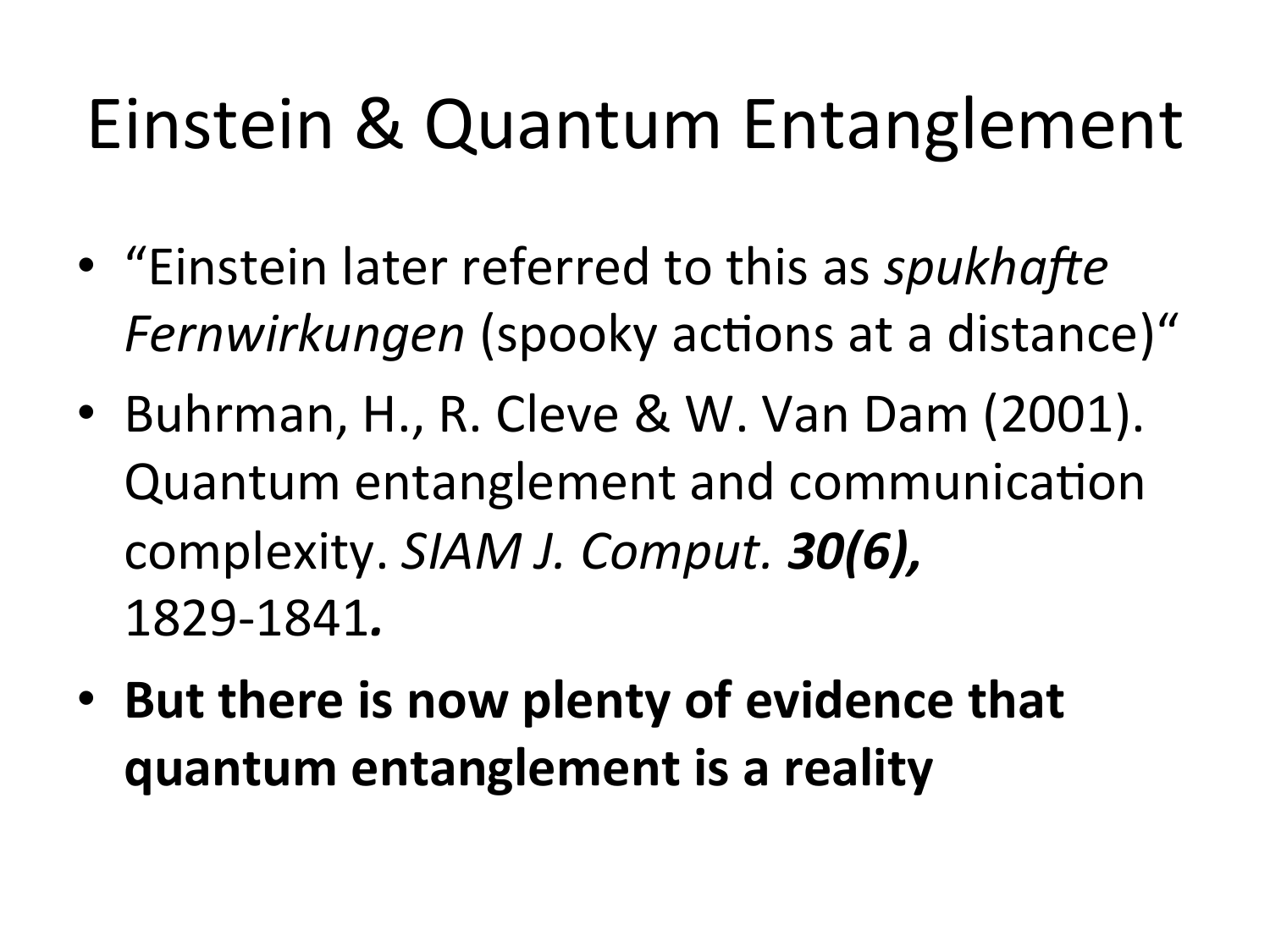# Einstein & Quantum Entanglement

- "Einstein later referred to this as *spukhafte Fernwirkungen* (spooky actions at a distance)"
- Buhrman, H., R. Cleve & W. Van Dam (2001). Quantum entanglement and communication complexity. *SIAM J. Comput.* ***30(6),*** 1829-1841***.***
- **But there is now plenty of evidence that quantum entanglement is a reality**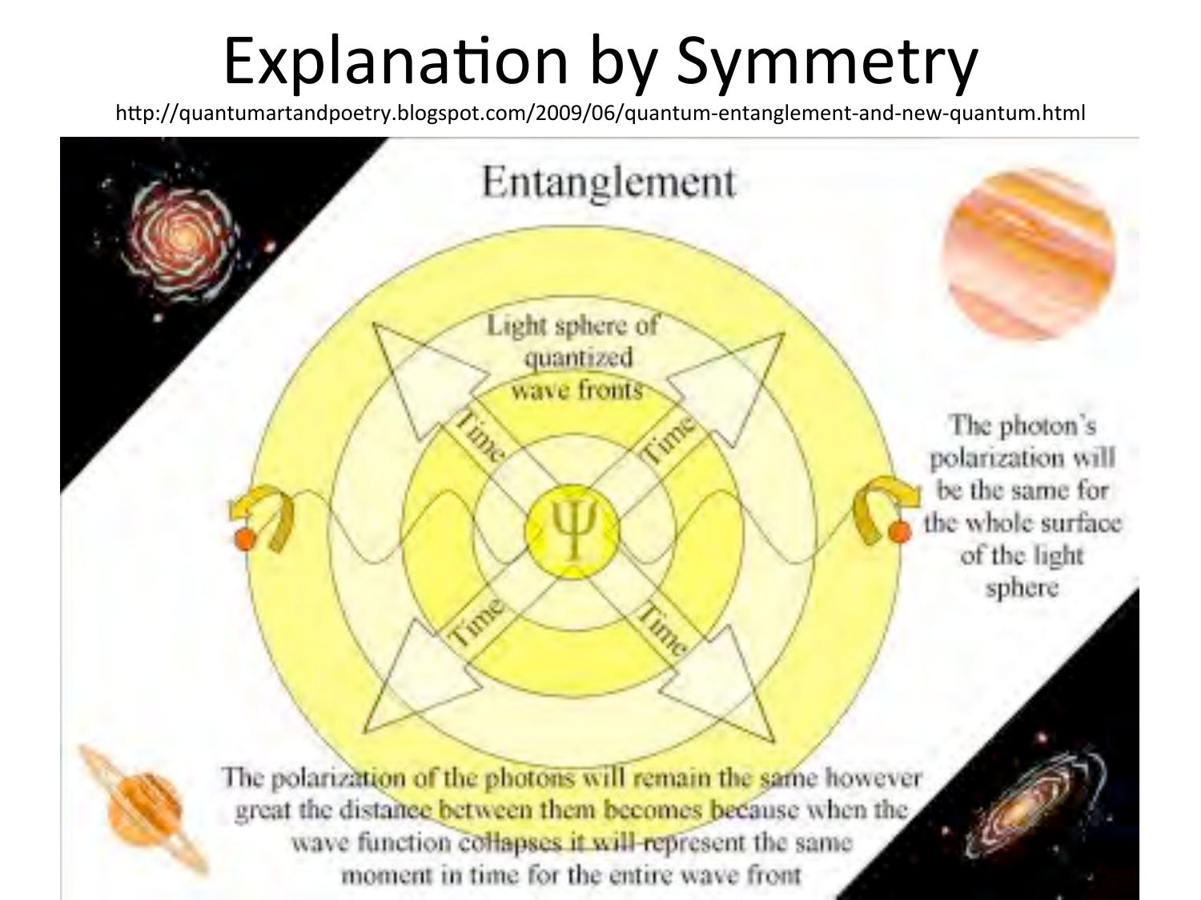# Explanation by Symmetry

http://quantumartandpoetry.blogspot.com/2009/06/quantum-entanglement-and-new-quantum.html

Entanglement

Light sphere of quantized wave fronts

Time

Time

Time

Time

Ψ

The photon's polarization will be the same for the whole surface of the light sphere

The polarization of the photons will remain the same however great the distance between them becomes because when the wave function collapses it will represent the same moment in time for the entire wave front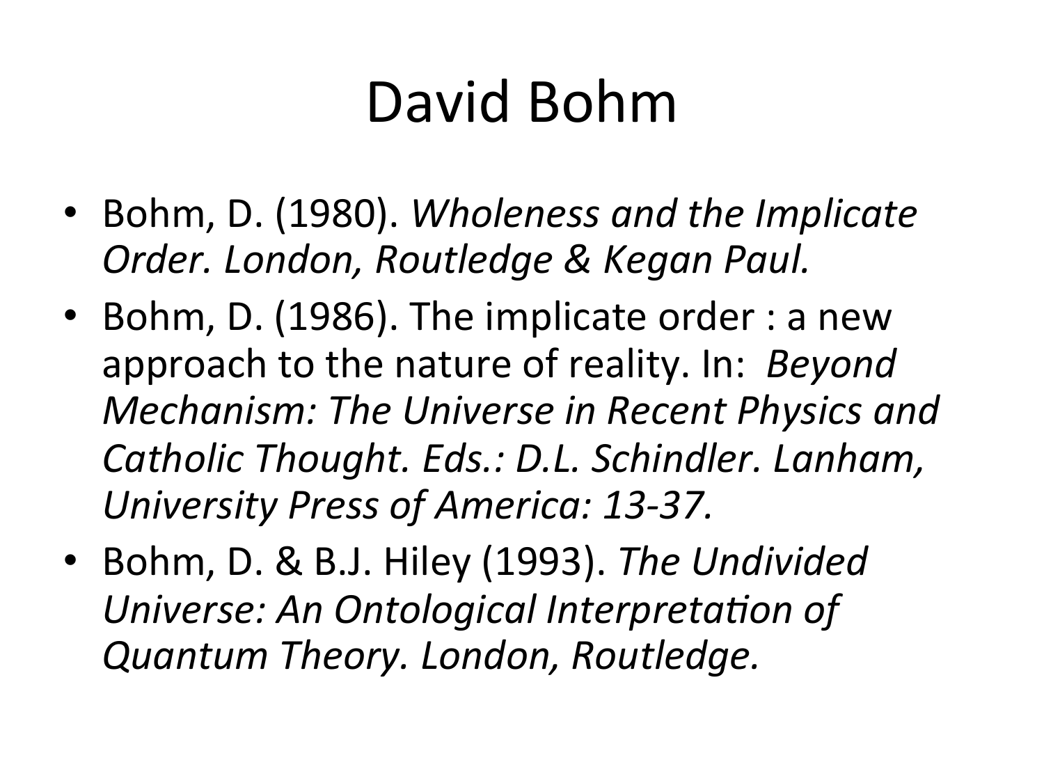# David Bohm

- Bohm, D. (1980). *Wholeness and the Implicate Order. London, Routledge & Kegan Paul.*
- Bohm, D. (1986). The implicate order : a new approach to the nature of reality. In: *Beyond Mechanism: The Universe in Recent Physics and Catholic Thought. Eds.: D.L. Schindler. Lanham, University Press of America: 13-37.*
- Bohm, D. & B.J. Hiley (1993). *The Undivided Universe: An Ontological Interpretation of Quantum Theory. London, Routledge.*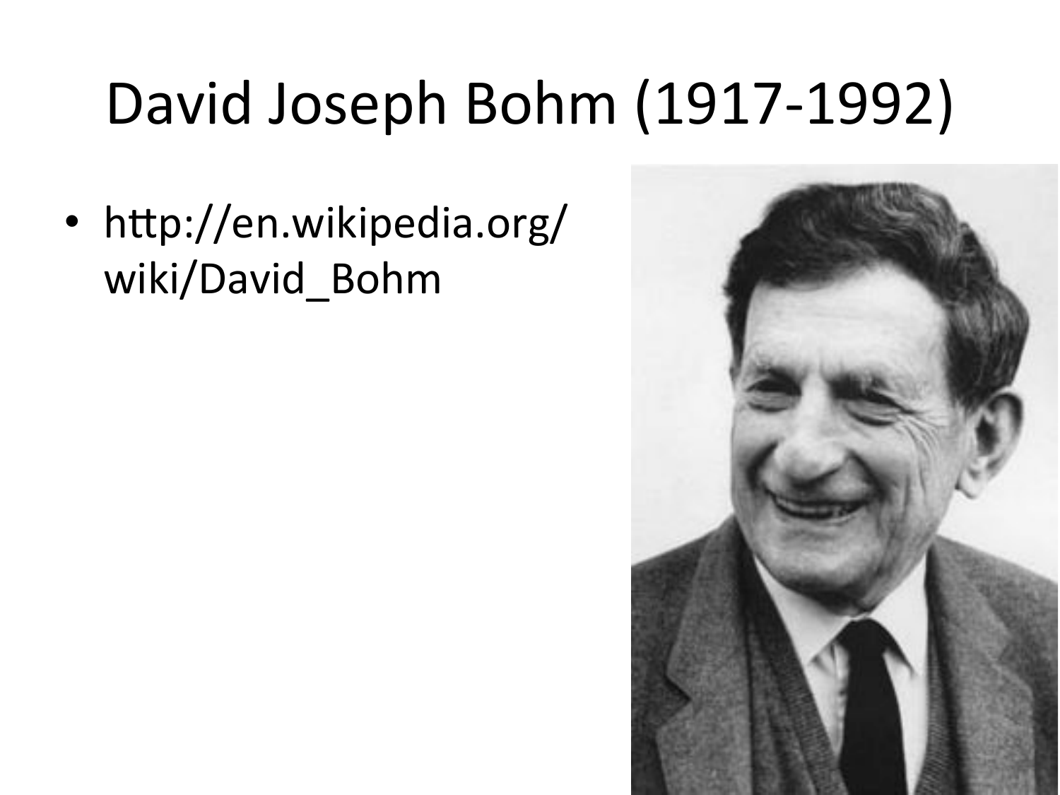# David Joseph Bohm (1917-1992)

- http://en.wikipedia.org/wiki/David_Bohm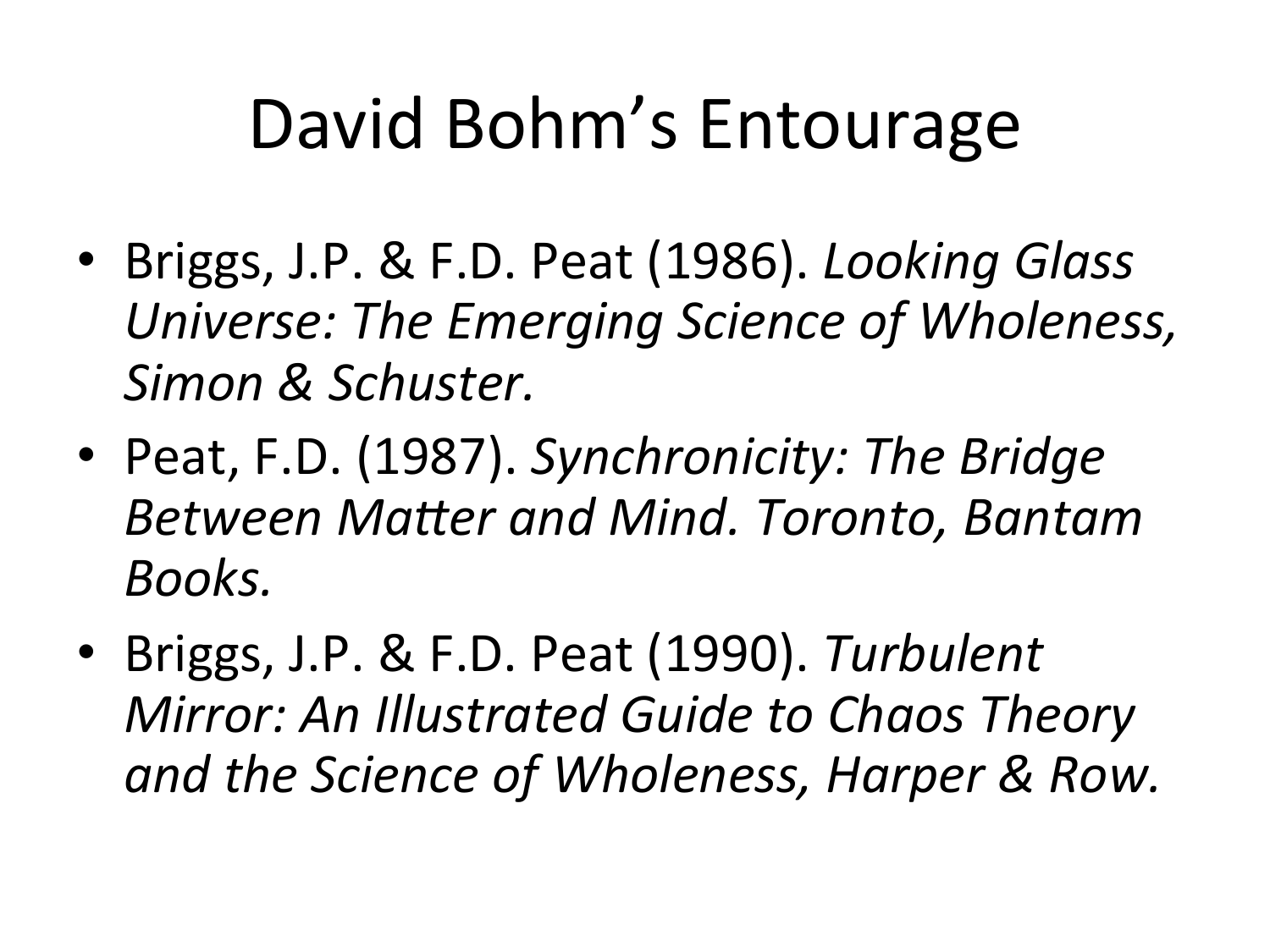# David Bohm's Entourage

- Briggs, J.P. & F.D. Peat (1986). *Looking Glass Universe: The Emerging Science of Wholeness, Simon & Schuster.*
- Peat, F.D. (1987). *Synchronicity: The Bridge Between Matter and Mind. Toronto, Bantam Books.*
- Briggs, J.P. & F.D. Peat (1990). *Turbulent Mirror: An Illustrated Guide to Chaos Theory and the Science of Wholeness, Harper & Row.*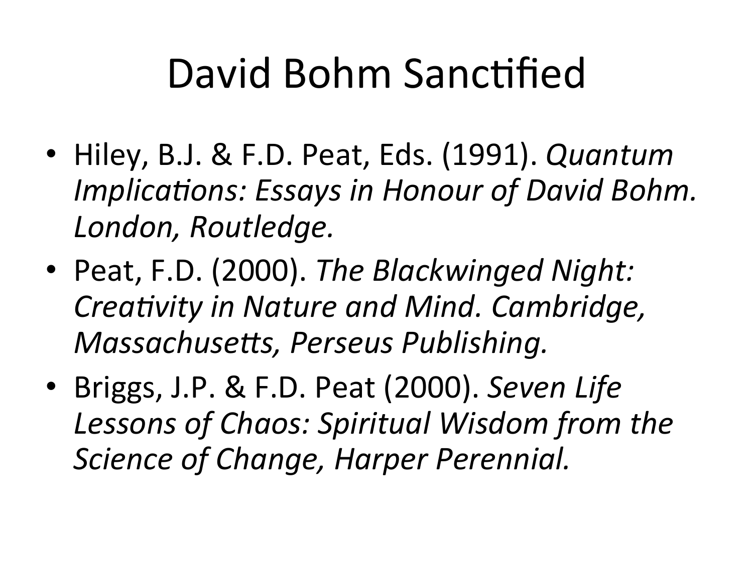# David Bohm Sanctified

- Hiley, B.J. & F.D. Peat, Eds. (1991). *Quantum Implications: Essays in Honour of David Bohm. London, Routledge.*
- Peat, F.D. (2000). *The Blackwinged Night: Creativity in Nature and Mind. Cambridge, Massachusetts, Perseus Publishing.*
- Briggs, J.P. & F.D. Peat (2000). *Seven Life Lessons of Chaos: Spiritual Wisdom from the Science of Change, Harper Perennial.*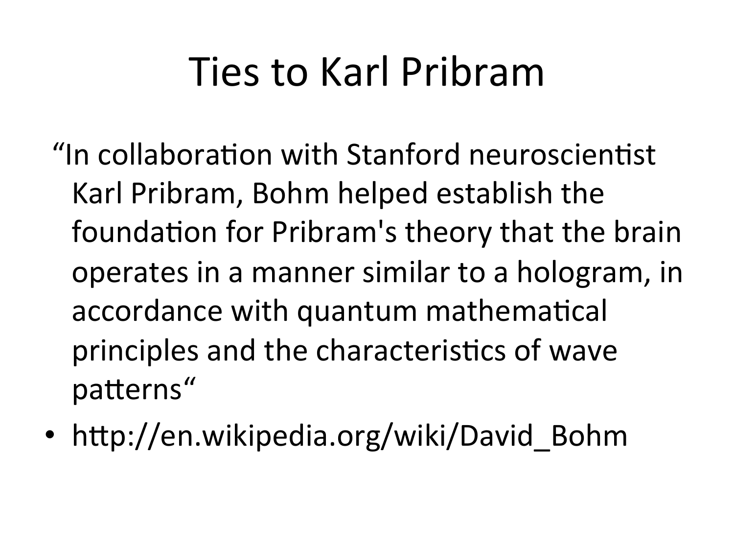# Ties to Karl Pribram

"In collaboration with Stanford neuroscientist Karl Pribram, Bohm helped establish the foundation for Pribram's theory that the brain operates in a manner similar to a hologram, in accordance with quantum mathematical principles and the characteristics of wave patterns"

- http://en.wikipedia.org/wiki/David_Bohm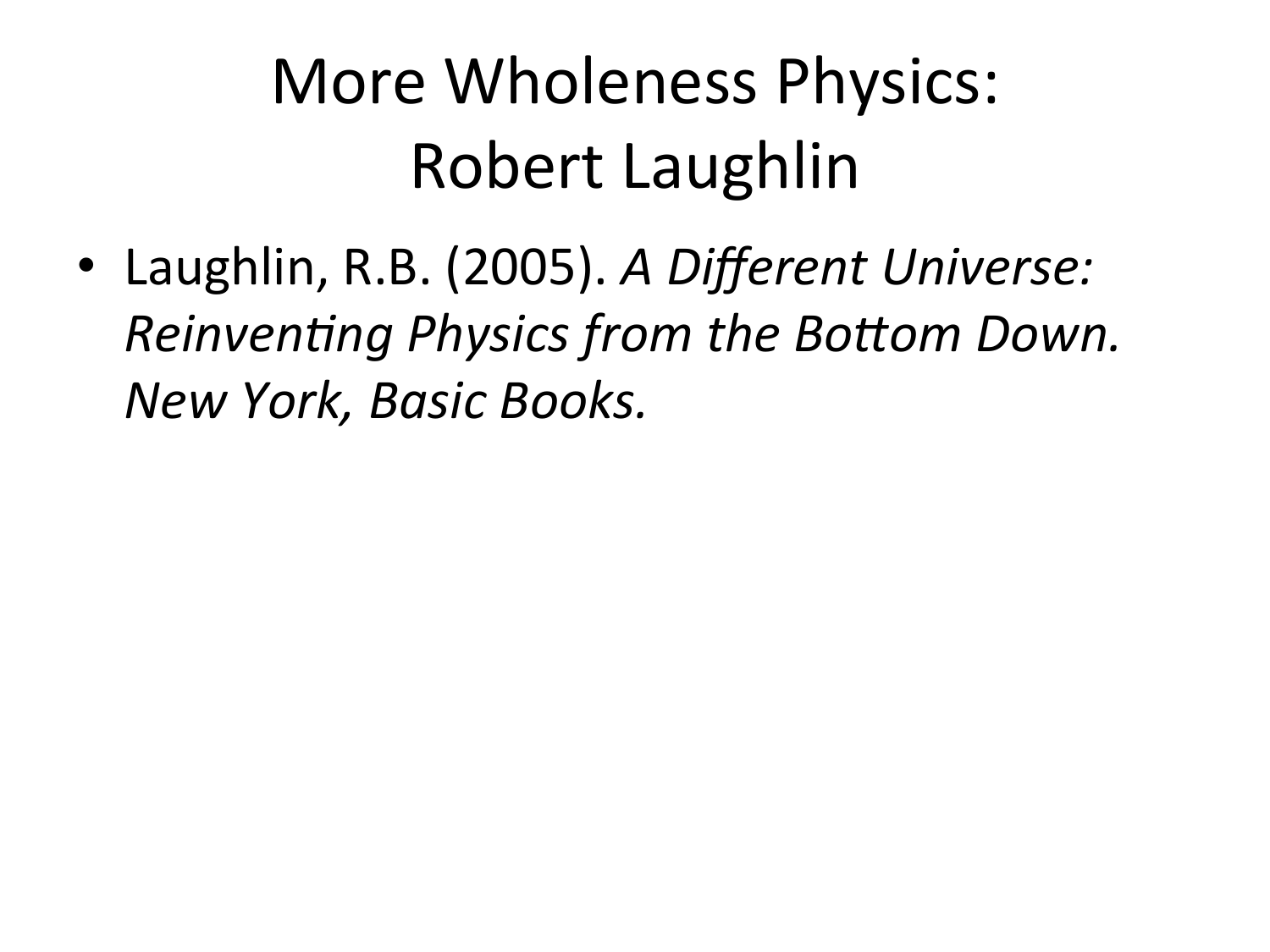# More Wholeness Physics: Robert Laughlin

- Laughlin, R.B. (2005). *A Different Universe: Reinventing Physics from the Bottom Down. New York, Basic Books.*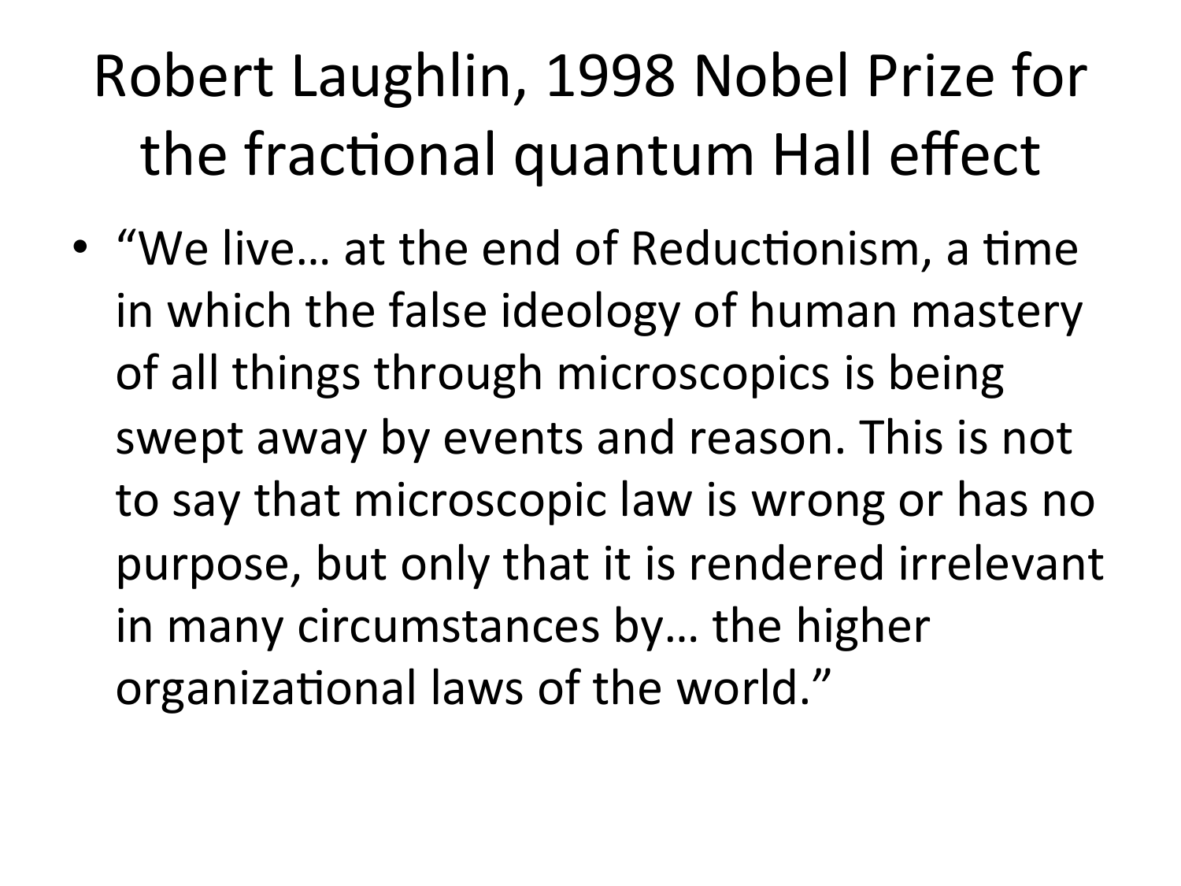# Robert Laughlin, 1998 Nobel Prize for the fractional quantum Hall effect

- "We live… at the end of Reductionism, a time in which the false ideology of human mastery of all things through microscopics is being swept away by events and reason. This is not to say that microscopic law is wrong or has no purpose, but only that it is rendered irrelevant in many circumstances by… the higher organizational laws of the world."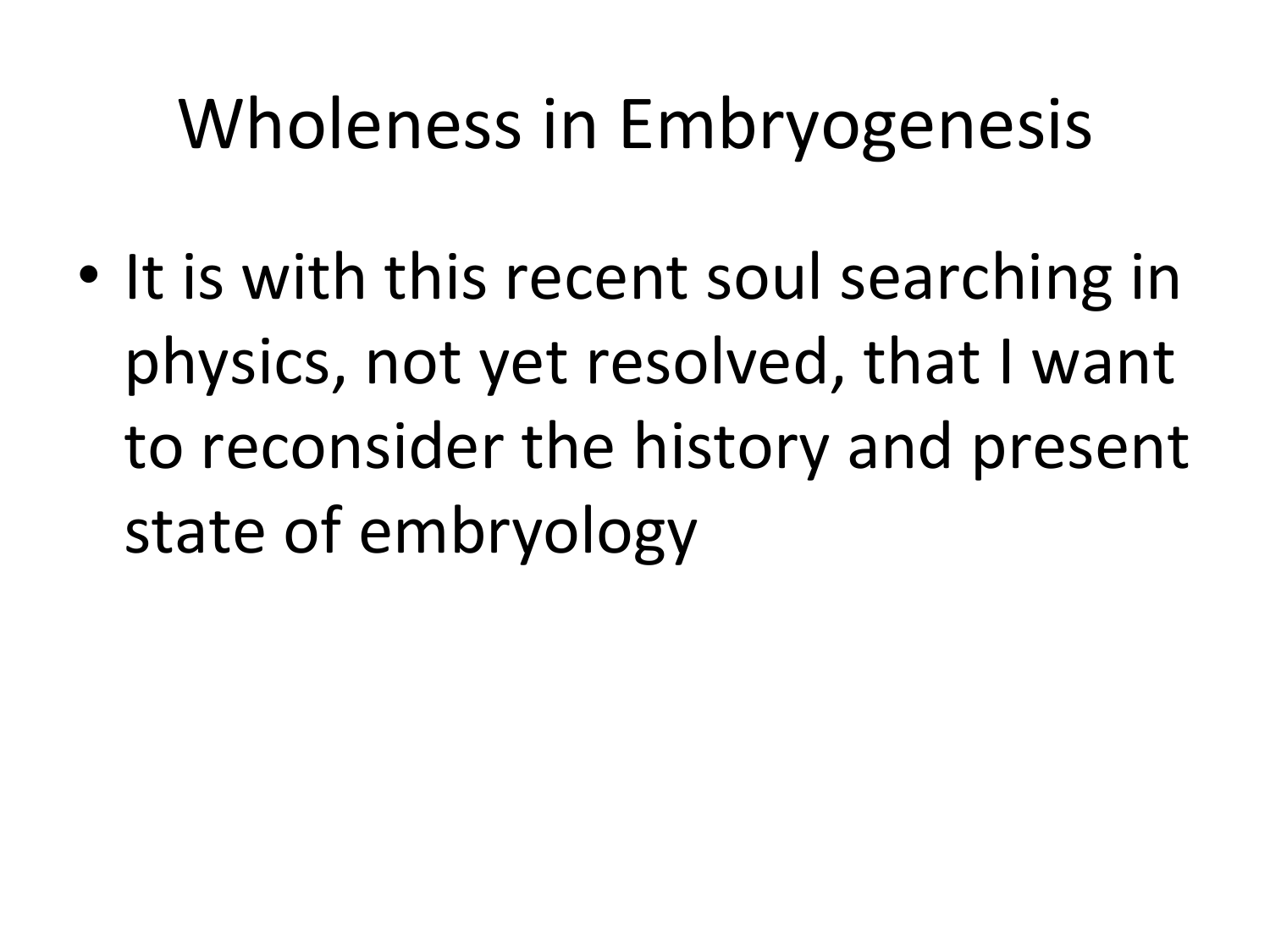# Wholeness in Embryogenesis

- It is with this recent soul searching in physics, not yet resolved, that I want to reconsider the history and present state of embryology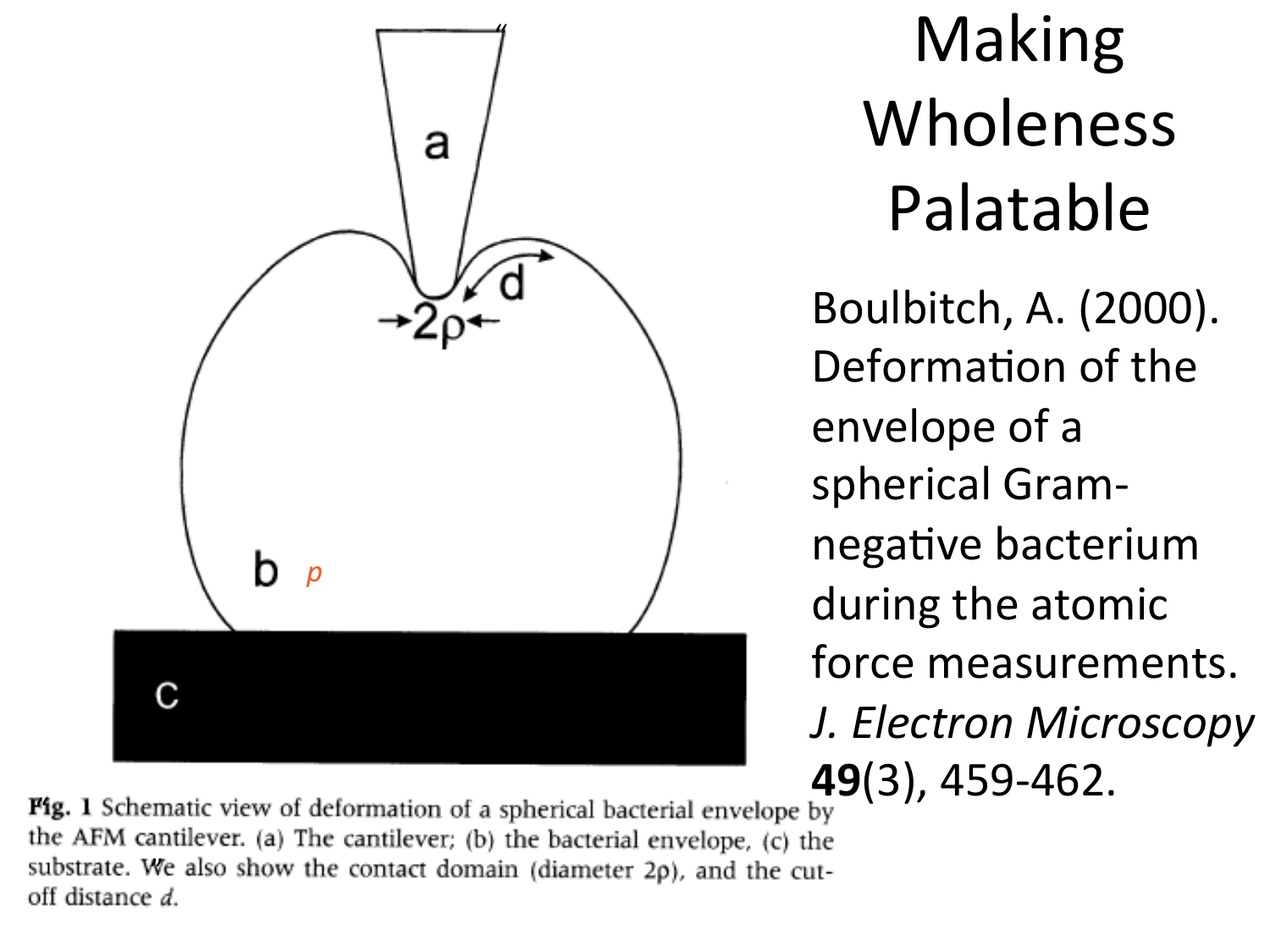# Making Wholeness Palatable

Boulbitch, A. (2000). Deformation of the envelope of a spherical Gram-negative bacterium during the atomic force measurements. *J. Electron Microscopy* **49**(3), 459-462.

**Fig. 1** Schematic view of deformation of a spherical bacterial envelope by the AFM cantilever. (a) The cantilever; (b) the bacterial envelope, (c) the substrate. We also show the contact domain (diameter $2\rho$), and the cut-off distance *d*.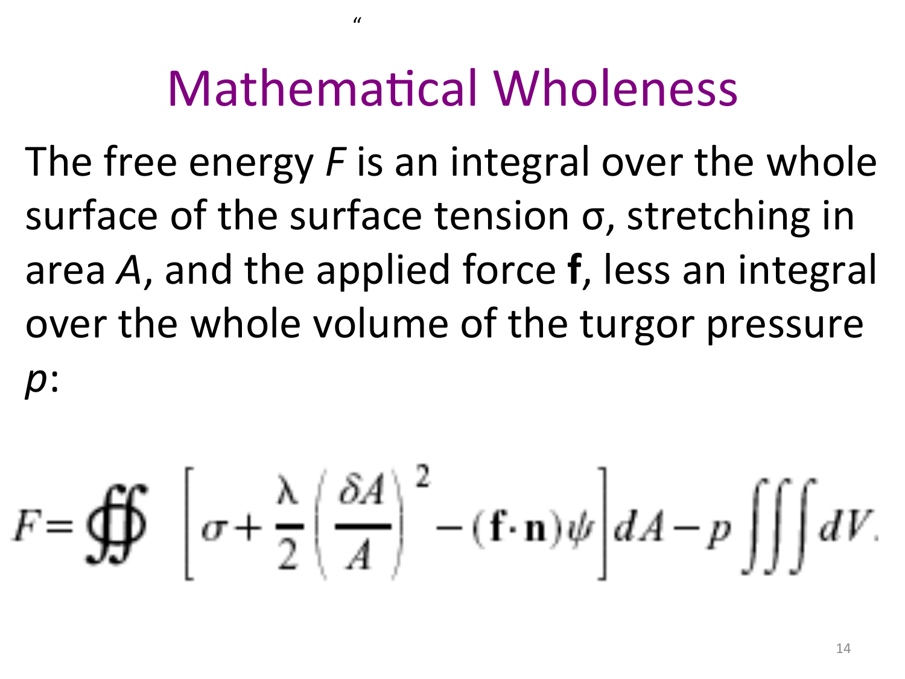# Mathematical Wholeness

The free energy $F$ is an integral over the whole surface of the surface tension σ, stretching in area $A$, and the applied force **f**, less an integral over the whole volume of the turgor pressure $p$:

$$F = \oint\!\!\oint \left[ \sigma + \frac{\lambda}{2} \left( \frac{\delta A}{A} \right)^2 - (\mathbf{f} \cdot \mathbf{n}) \psi \right] dA - p \iiint dV.$$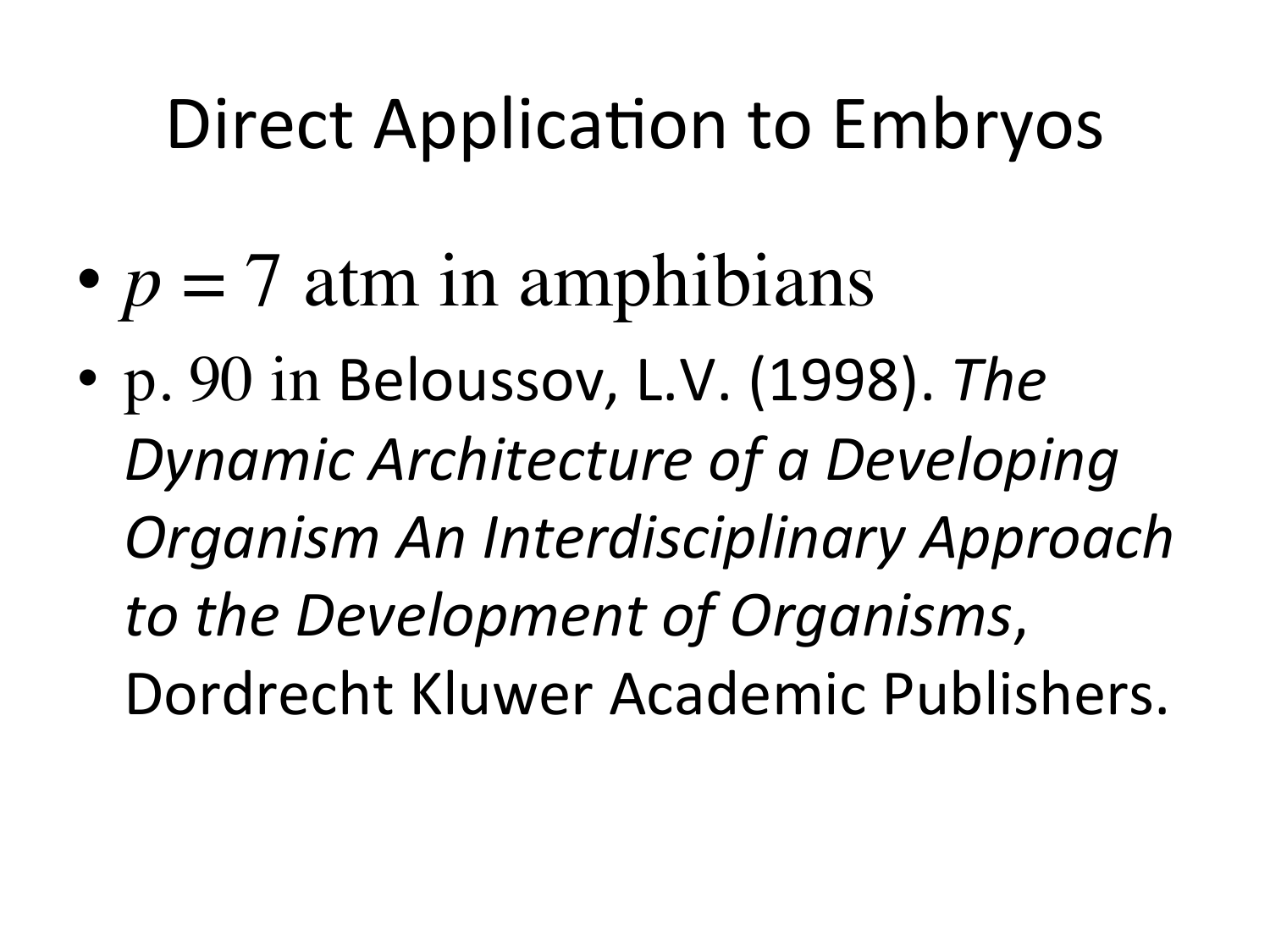# Direct Application to Embryos

- $p = 7$ atm in amphibians
- p. 90 in Beloussov, L.V. (1998). *The Dynamic Architecture of a Developing Organism An Interdisciplinary Approach to the Development of Organisms*, Dordrecht Kluwer Academic Publishers.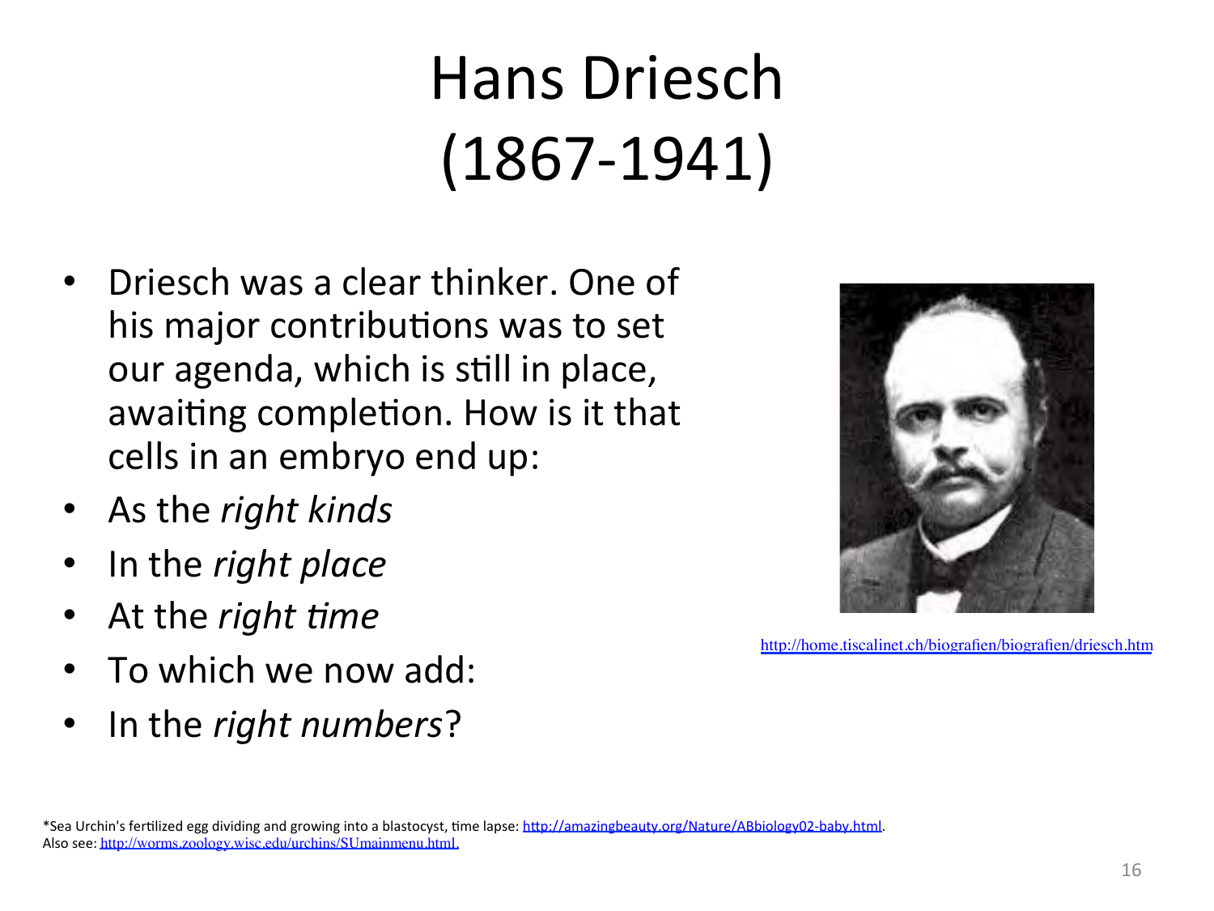# Hans Driesch (1867-1941)

- Driesch was a clear thinker. One of his major contributions was to set our agenda, which is still in place, awaiting completion. How is it that cells in an embryo end up:
- As the *right kinds*
- In the *right place*
- At the *right time*
- To which we now add:
- In the *right numbers*?

http://home.tiscalinet.ch/biografien/biografien/driesch.htm

*Sea Urchin's fertilized egg dividing and growing into a blastocyst, time lapse: http://amazingbeauty.org/Nature/ABbiology02-baby.html.
Also see: http://worms.zoology.wisc.edu/urchins/SUmainmenu.html.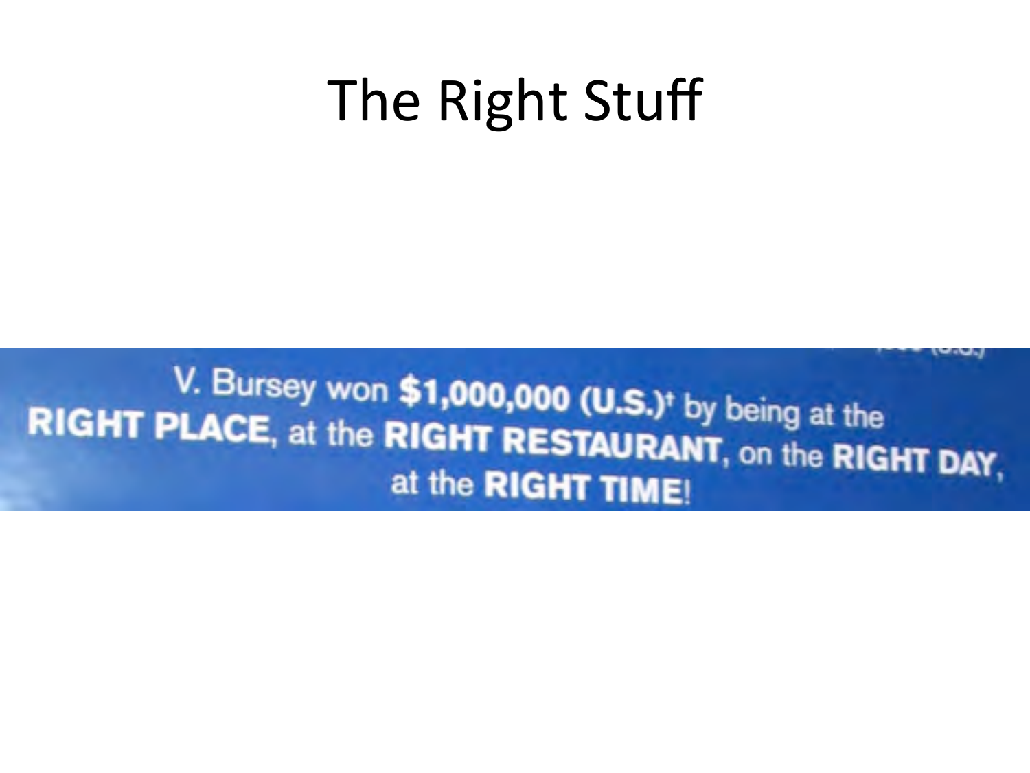# The Right Stuff

V. Bursey won **$1,000,000 (U.S.)**[†] by being at the **RIGHT PLACE**, at the **RIGHT RESTAURANT**, on the **RIGHT DAY**, at the **RIGHT TIME**!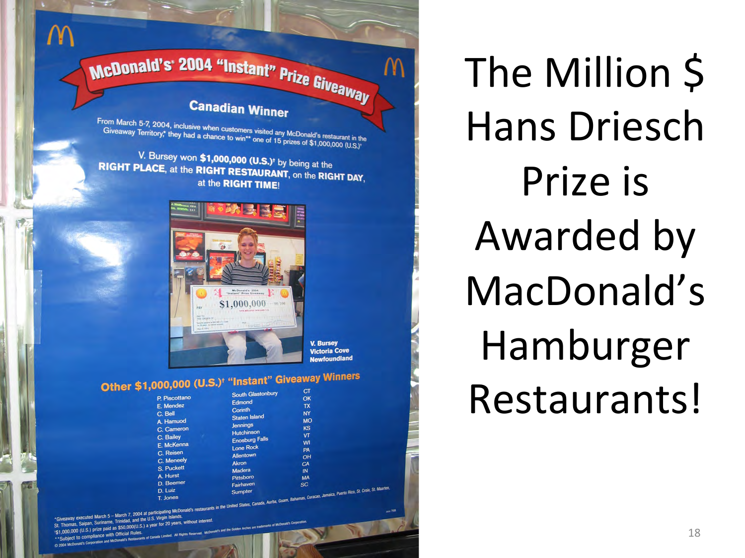The Million $ Hans Driesch Prize is Awarded by MacDonald's Hamburger Restaurants!

McDonald's 2004 "Instant" Prize Giveaway

Canadian Winner

From March 5-7, 2004, inclusive when customers visited any McDonald's restaurant in the Giveaway Territory,* they had a chance to win** one of 15 prizes of $1,000,000 (U.S.)†

V. Bursey won **$1,000,000 (U.S.)**† by being at the **RIGHT PLACE**, at the **RIGHT RESTAURANT**, on the **RIGHT DAY**, at the **RIGHT TIME**!

V. Bursey
Victoria Cove
Newfoundland

Other $1,000,000 (U.S.)† "Instant" Giveaway Winners

| | | |
|---|---|---|
| P. Piscottano | South Glastonbury | CT |
| E. Mendez | Edmond | OK |
| C. Bell | Corinth | TX |
| A. Hamuod | Staten Island | NY |
| C. Cameron | Jennings | MO |
| C. Bailey | Hutchinson | KS |
| E. McKenna | Enosburg Falls | VT |
| C. Reisen | Lone Rock | WI |
| C. Meneely | Allentown | PA |
| S. Puckett | Akron | OH |
| A. Hurst | Madera | CA |
| D. Beemer | Pittsboro | IN |
| D. Luiz | Fairhaven | MA |
| T. Jones | Sumpter | SC |

*Giveaway executed March 5 – March 7, 2004 at participating McDonald's restaurants in the United States, Canada, Aurba, Guam, Bahamas, Curacao, Jamaica, Puerto Rico, St. Croix, St. Maarten, St. Thomas, Saipan, Suriname, Trinidad, and the U.S. Virgin Islands.
†$1,000,000 (U.S.) prize paid as $50,000(U.S.) a year for 20 years, without interest.
**Subject to compliance with Official Rules.
© 2004 McDonald's Corporation and McDonald's Restaurants of Canada Limited. All Rights Reserved. McDonald's and the Golden Arches are trademarks of McDonald's Corporation.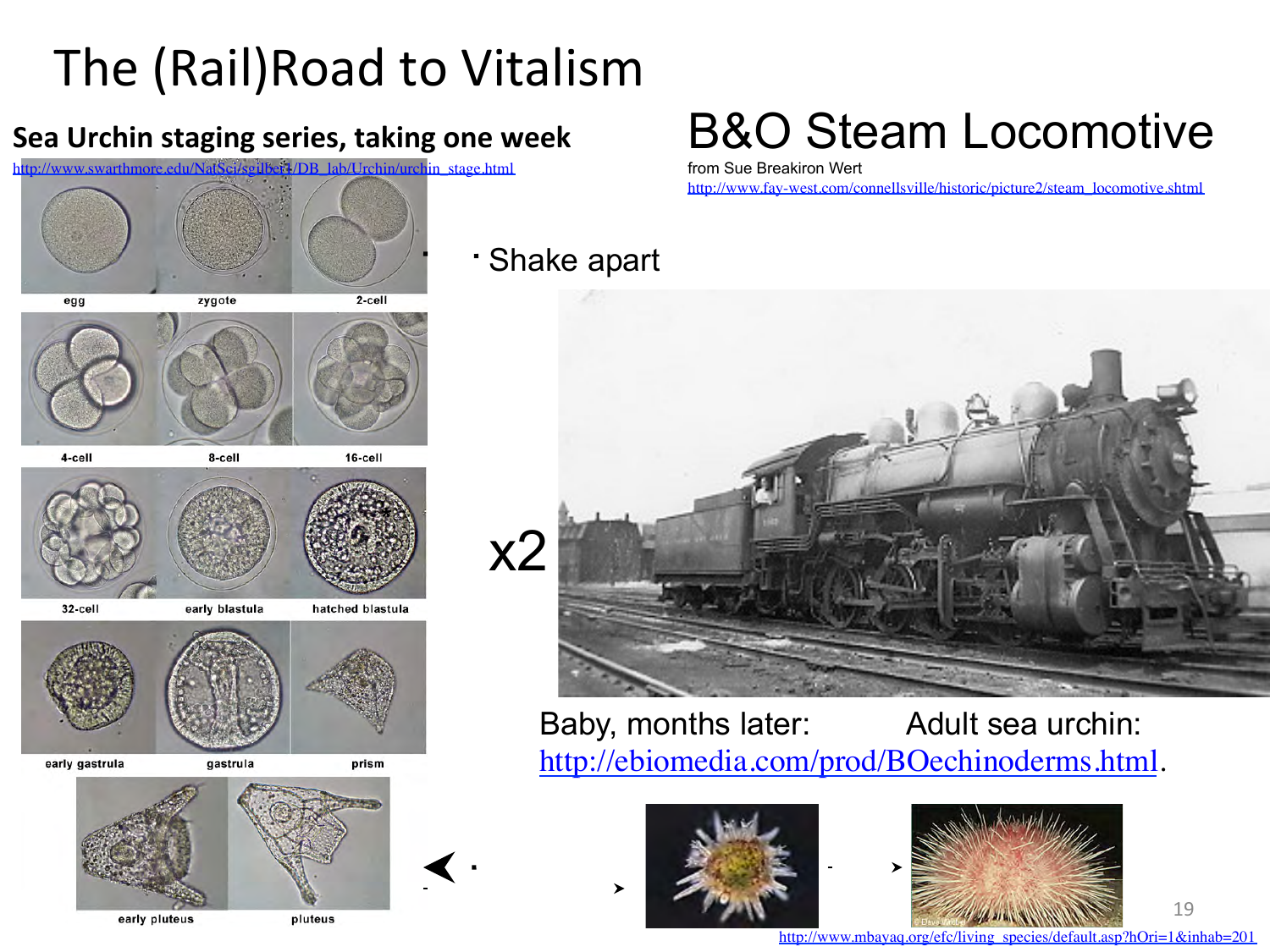# The (Rail)Road to Vitalism

**Sea Urchin staging series, taking one week**

http://www.swarthmore.edu/NatSci/sgilber1/DB_lab/Urchin/urchin_stage.html

egg | zygote | 2-cell | 4-cell | 8-cell | 16-cell | 32-cell | early blastula | hatched blastula | early gastrula | gastrula | prism | early pluteus | pluteus

## B&O Steam Locomotive

from Sue Breakiron Wert

http://www.fay-west.com/connellsville/historic/picture2/steam_locomotive.shtml

- Shake apart

x2

Baby, months later: Adult sea urchin:

http://ebiomedia.com/prod/BOechinoderms.html.

http://www.mbayaq.org/efc/living_species/default.asp?hOri=1&inhab=201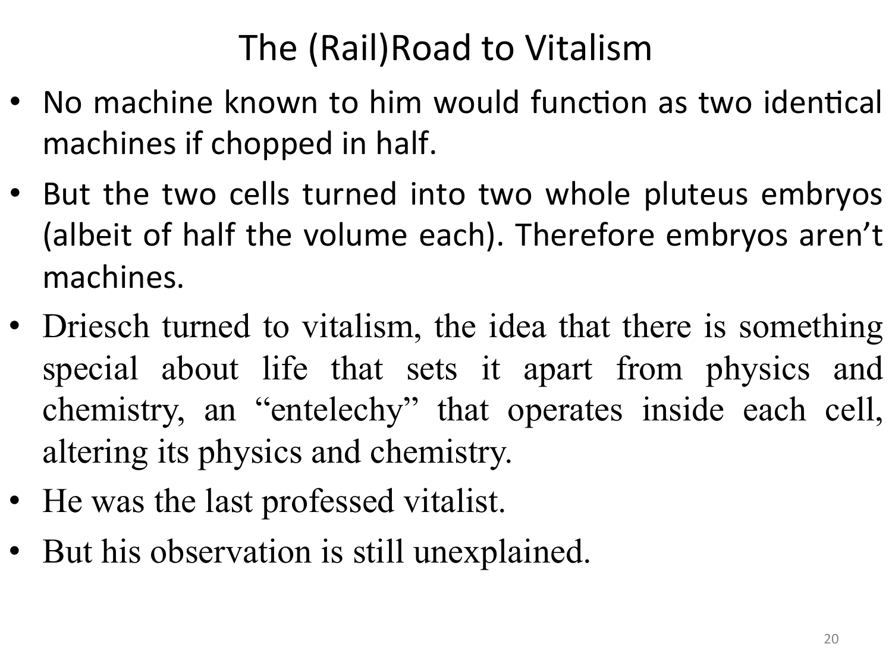# The (Rail)Road to Vitalism

- No machine known to him would function as two identical machines if chopped in half.
- But the two cells turned into two whole pluteus embryos (albeit of half the volume each). Therefore embryos aren't machines.
- Driesch turned to vitalism, the idea that there is something special about life that sets it apart from physics and chemistry, an "entelechy" that operates inside each cell, altering its physics and chemistry.
- He was the last professed vitalist.
- But his observation is still unexplained.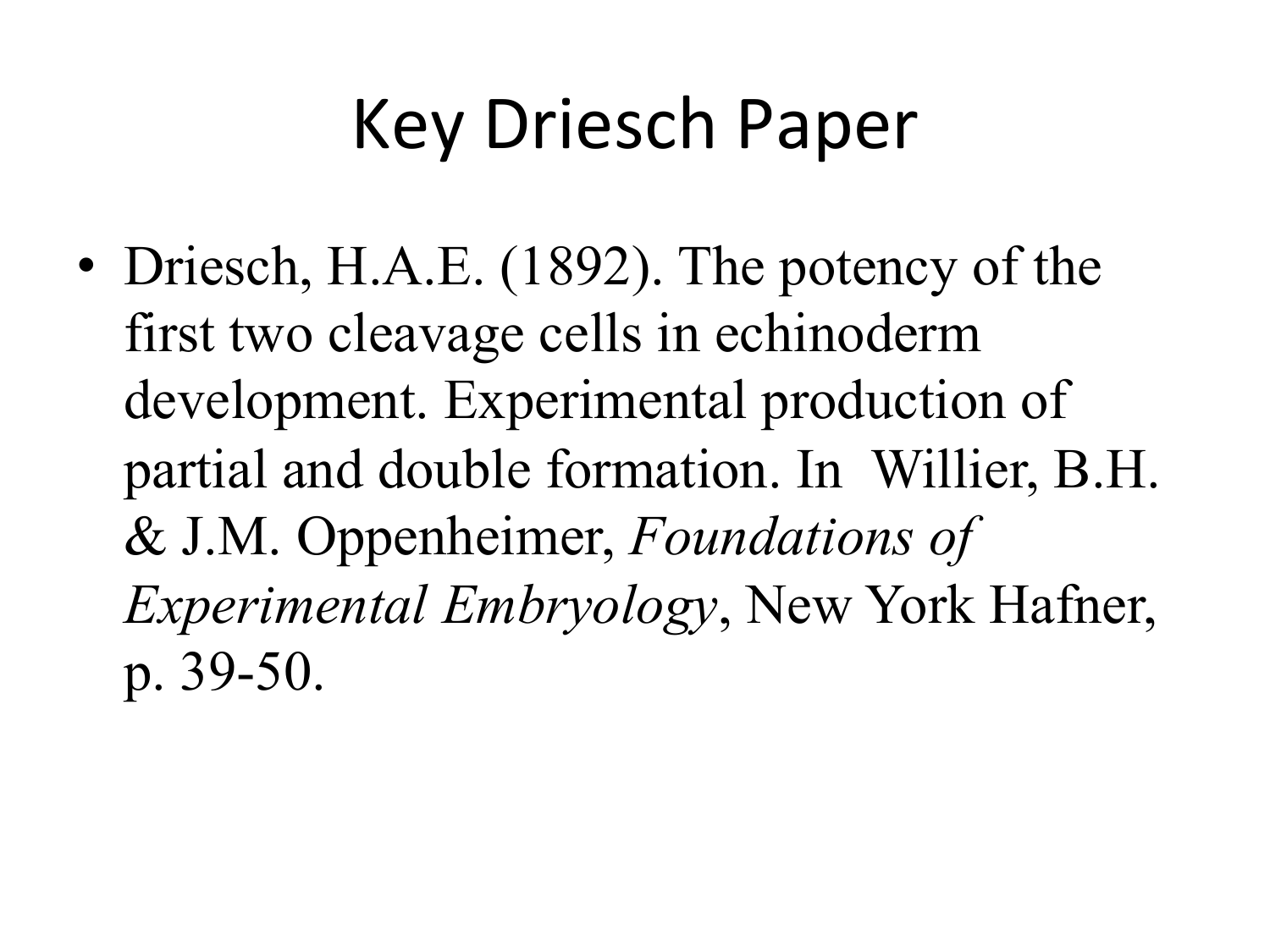# Key Driesch Paper

- Driesch, H.A.E. (1892). The potency of the first two cleavage cells in echinoderm development. Experimental production of partial and double formation. In Willier, B.H. & J.M. Oppenheimer, *Foundations of Experimental Embryology*, New York Hafner, p. 39-50.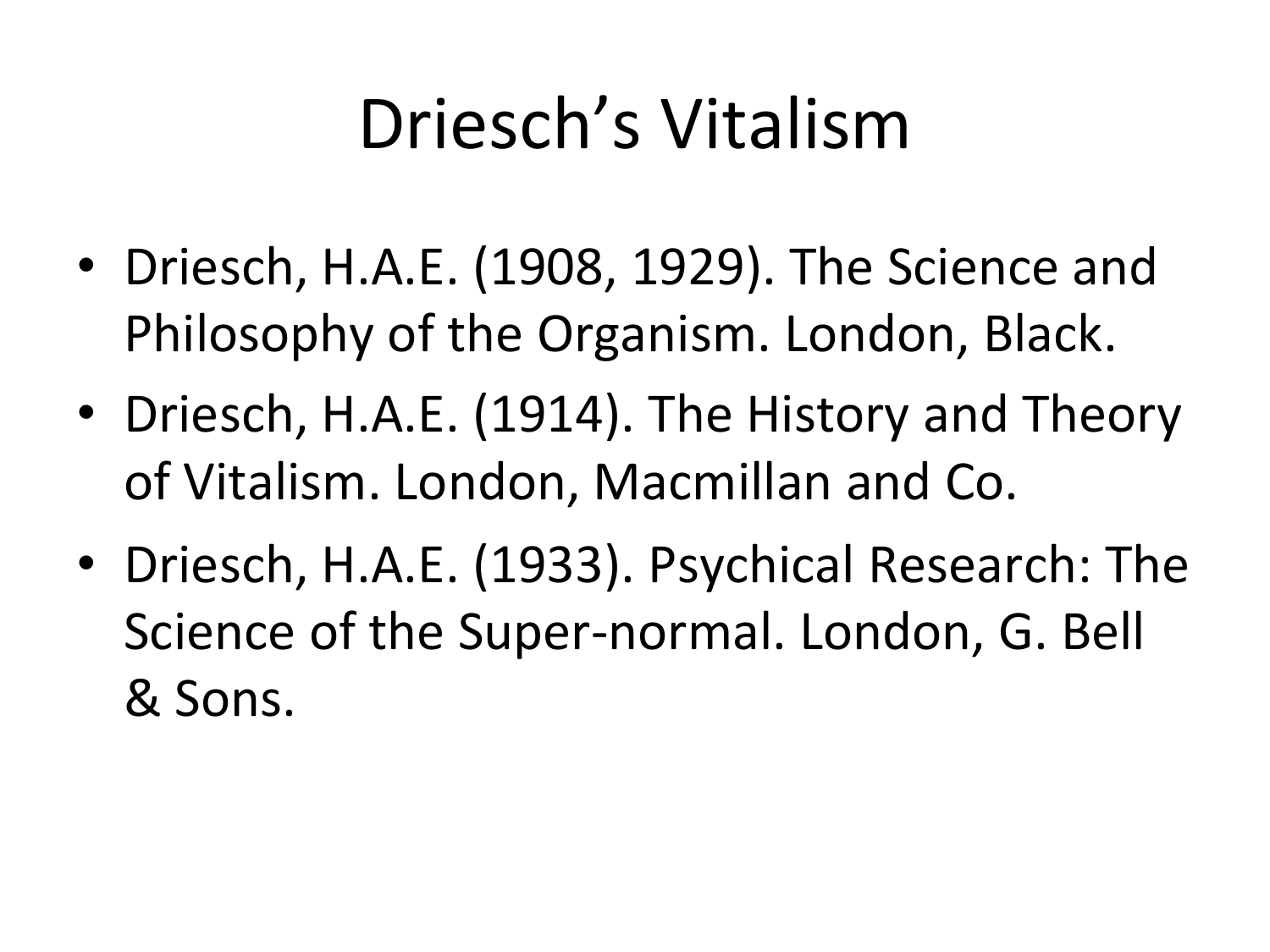# Driesch's Vitalism

- Driesch, H.A.E. (1908, 1929). The Science and Philosophy of the Organism. London, Black.
- Driesch, H.A.E. (1914). The History and Theory of Vitalism. London, Macmillan and Co.
- Driesch, H.A.E. (1933). Psychical Research: The Science of the Super-normal. London, G. Bell & Sons.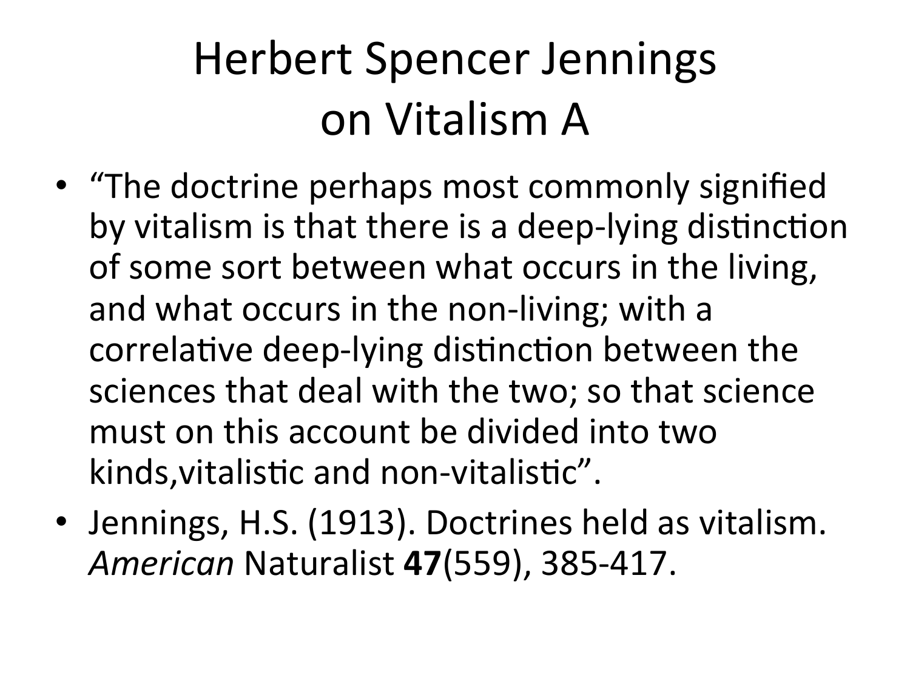# Herbert Spencer Jennings on Vitalism A

- "The doctrine perhaps most commonly signified by vitalism is that there is a deep-lying distinction of some sort between what occurs in the living, and what occurs in the non-living; with a correlative deep-lying distinction between the sciences that deal with the two; so that science must on this account be divided into two kinds,vitalistic and non-vitalistic".
- Jennings, H.S. (1913). Doctrines held as vitalism. *American* Naturalist **47**(559), 385-417.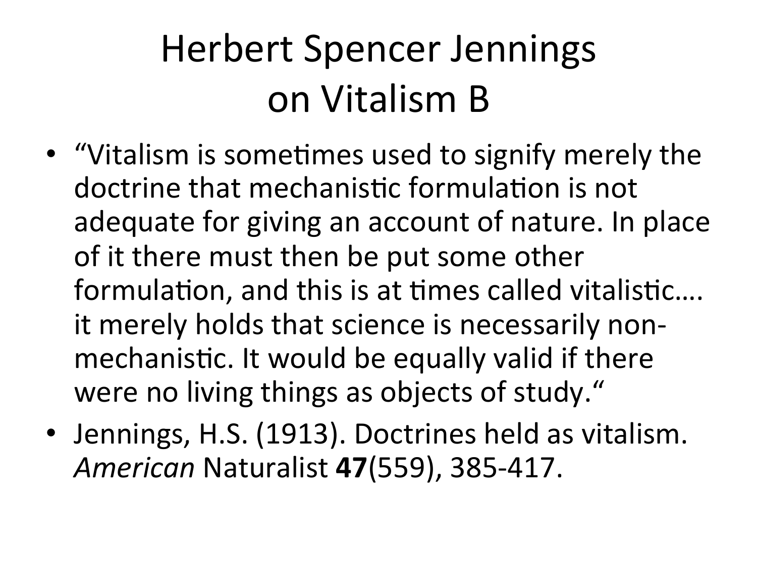# Herbert Spencer Jennings on Vitalism B

- "Vitalism is sometimes used to signify merely the doctrine that mechanistic formulation is not adequate for giving an account of nature. In place of it there must then be put some other formulation, and this is at times called vitalistic…. it merely holds that science is necessarily non-mechanistic. It would be equally valid if there were no living things as objects of study."
- Jennings, H.S. (1913). Doctrines held as vitalism. *American* Naturalist **47**(559), 385-417.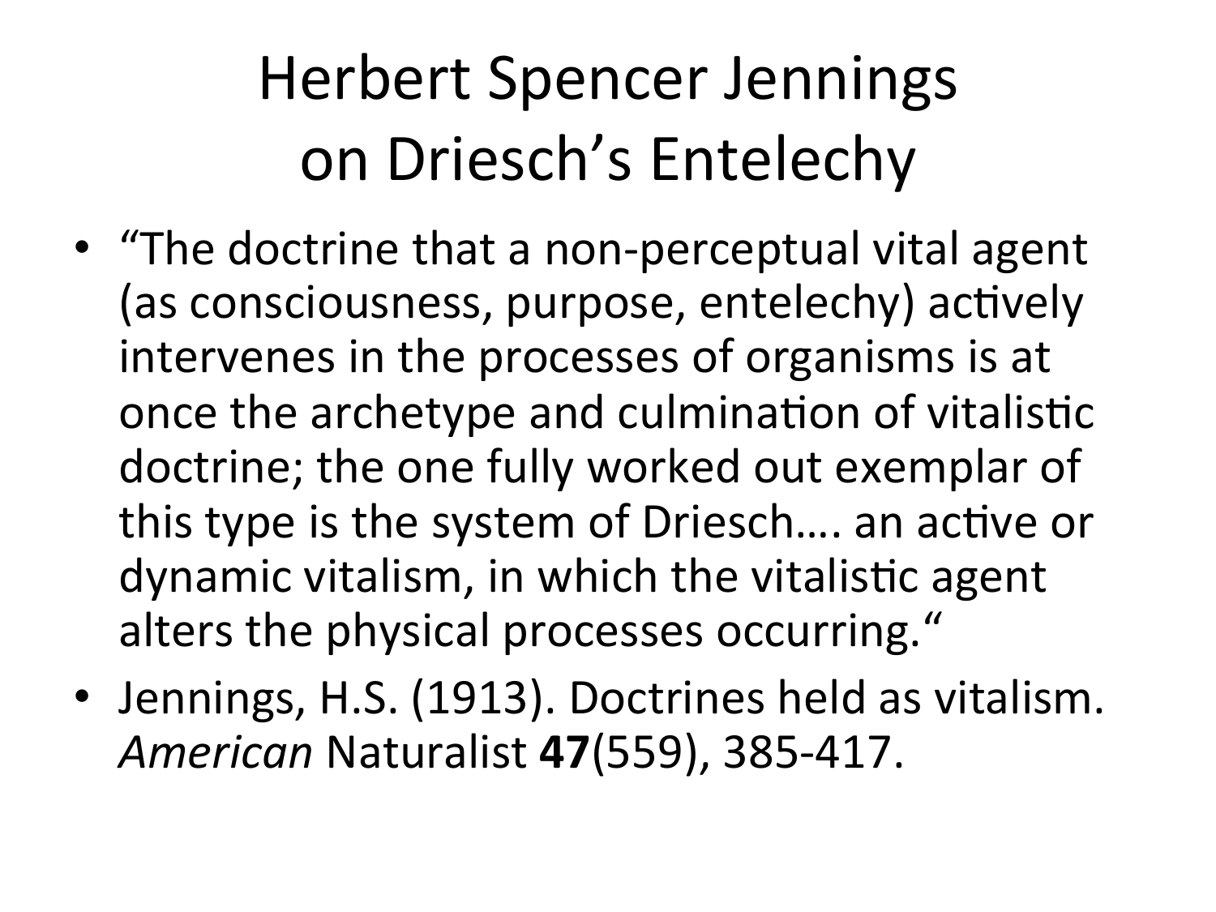# Herbert Spencer Jennings on Driesch's Entelechy

- "The doctrine that a non-perceptual vital agent (as consciousness, purpose, entelechy) actively intervenes in the processes of organisms is at once the archetype and culmination of vitalistic doctrine; the one fully worked out exemplar of this type is the system of Driesch…. an active or dynamic vitalism, in which the vitalistic agent alters the physical processes occurring."
- Jennings, H.S. (1913). Doctrines held as vitalism. *American* Naturalist **47**(559), 385-417.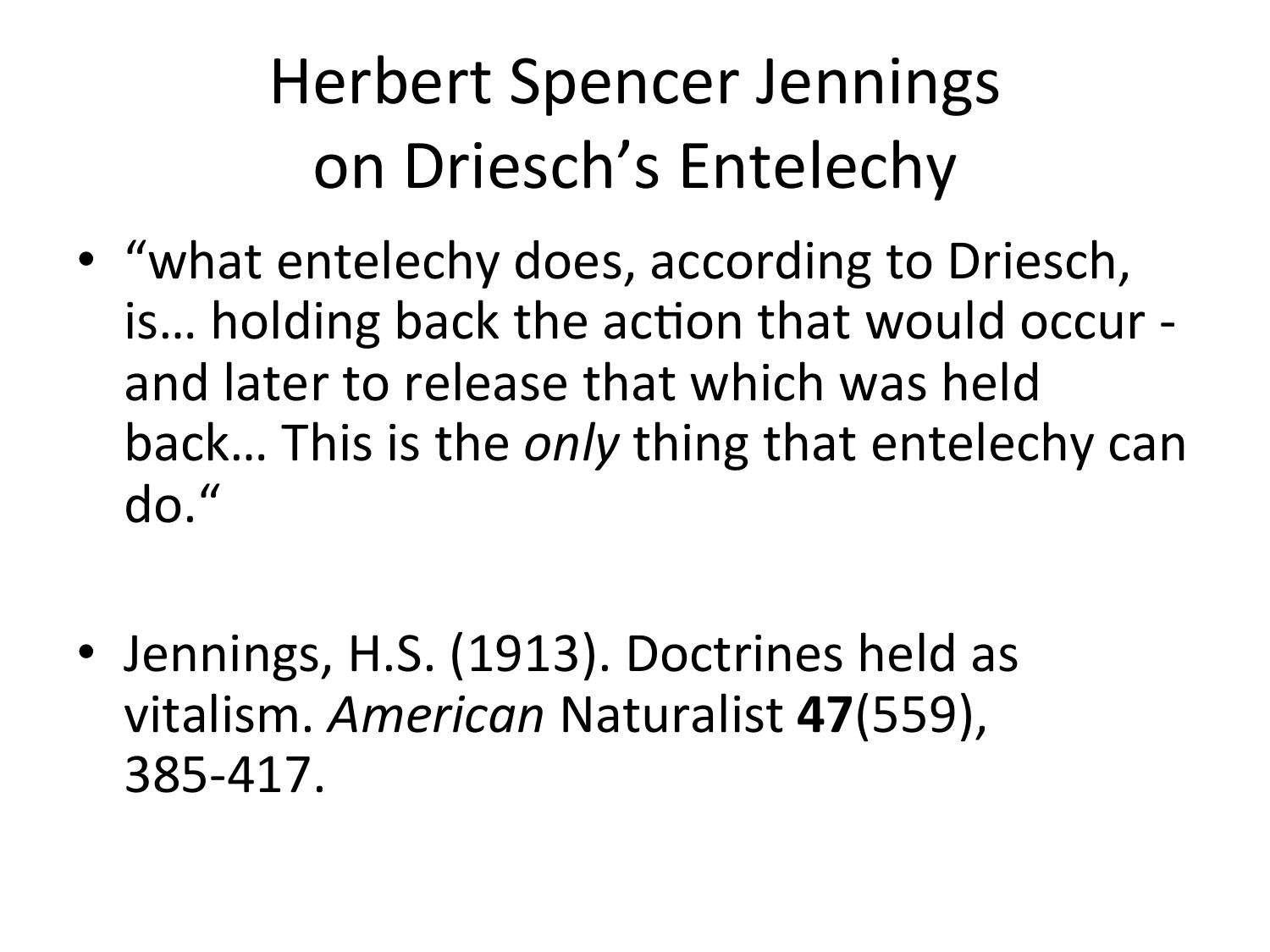# Herbert Spencer Jennings on Driesch's Entelechy

- "what entelechy does, according to Driesch, is… holding back the action that would occur - and later to release that which was held back… This is the *only* thing that entelechy can do."

- Jennings, H.S. (1913). Doctrines held as vitalism. *American* Naturalist **47**(559), 385-417.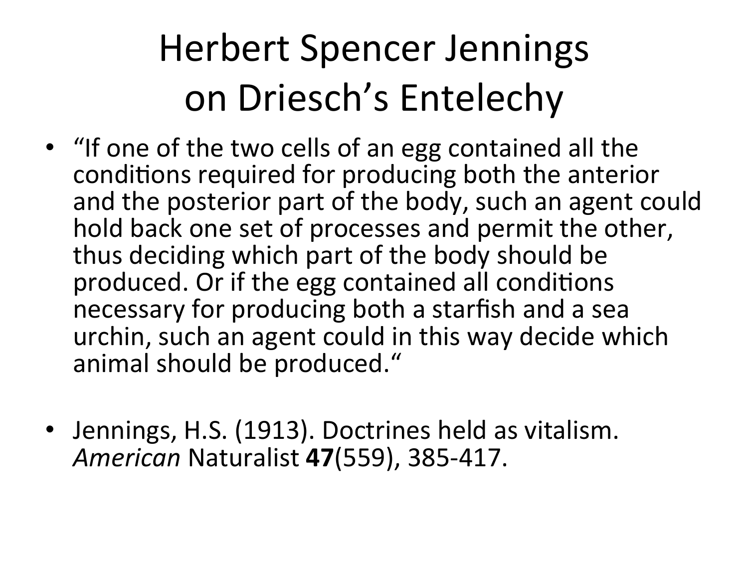# Herbert Spencer Jennings on Driesch's Entelechy

- "If one of the two cells of an egg contained all the conditions required for producing both the anterior and the posterior part of the body, such an agent could hold back one set of processes and permit the other, thus deciding which part of the body should be produced. Or if the egg contained all conditions necessary for producing both a starfish and a sea urchin, such an agent could in this way decide which animal should be produced."

- Jennings, H.S. (1913). Doctrines held as vitalism. *American* Naturalist **47**(559), 385-417.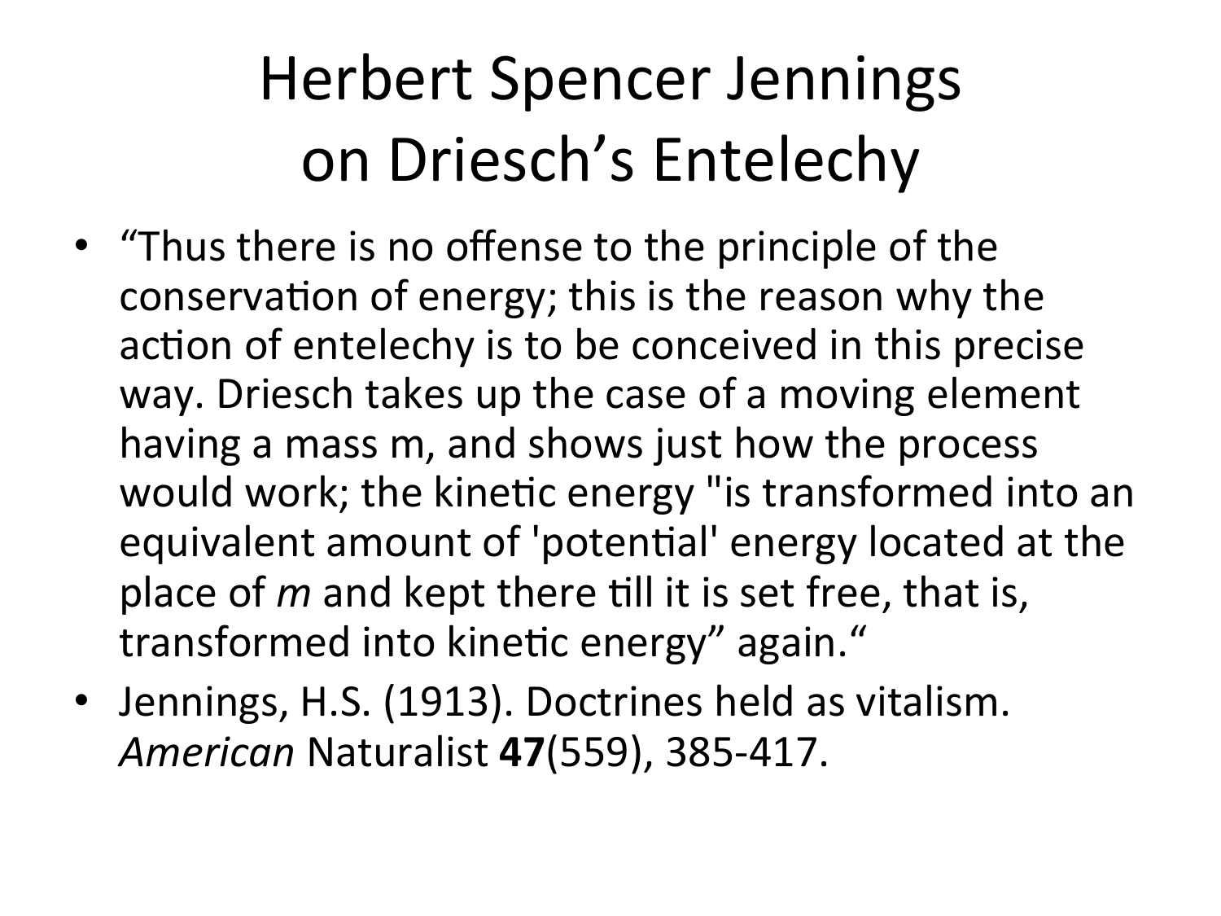# Herbert Spencer Jennings on Driesch's Entelechy

- "Thus there is no offense to the principle of the conservation of energy; this is the reason why the action of entelechy is to be conceived in this precise way. Driesch takes up the case of a moving element having a mass m, and shows just how the process would work; the kinetic energy "is transformed into an equivalent amount of 'potential' energy located at the place of *m* and kept there till it is set free, that is, transformed into kinetic energy" again."
- Jennings, H.S. (1913). Doctrines held as vitalism. *American* Naturalist **47**(559), 385-417.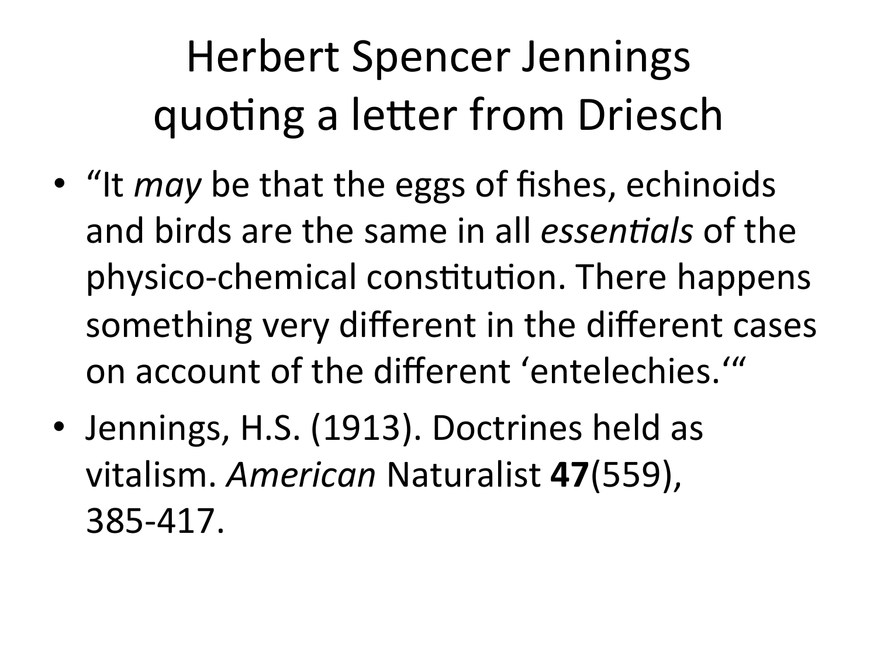# Herbert Spencer Jennings quoting a letter from Driesch

- "It *may* be that the eggs of fishes, echinoids and birds are the same in all *essentials* of the physico-chemical constitution. There happens something very different in the different cases on account of the different 'entelechies.'"
- Jennings, H.S. (1913). Doctrines held as vitalism. *American* Naturalist **47**(559), 385-417.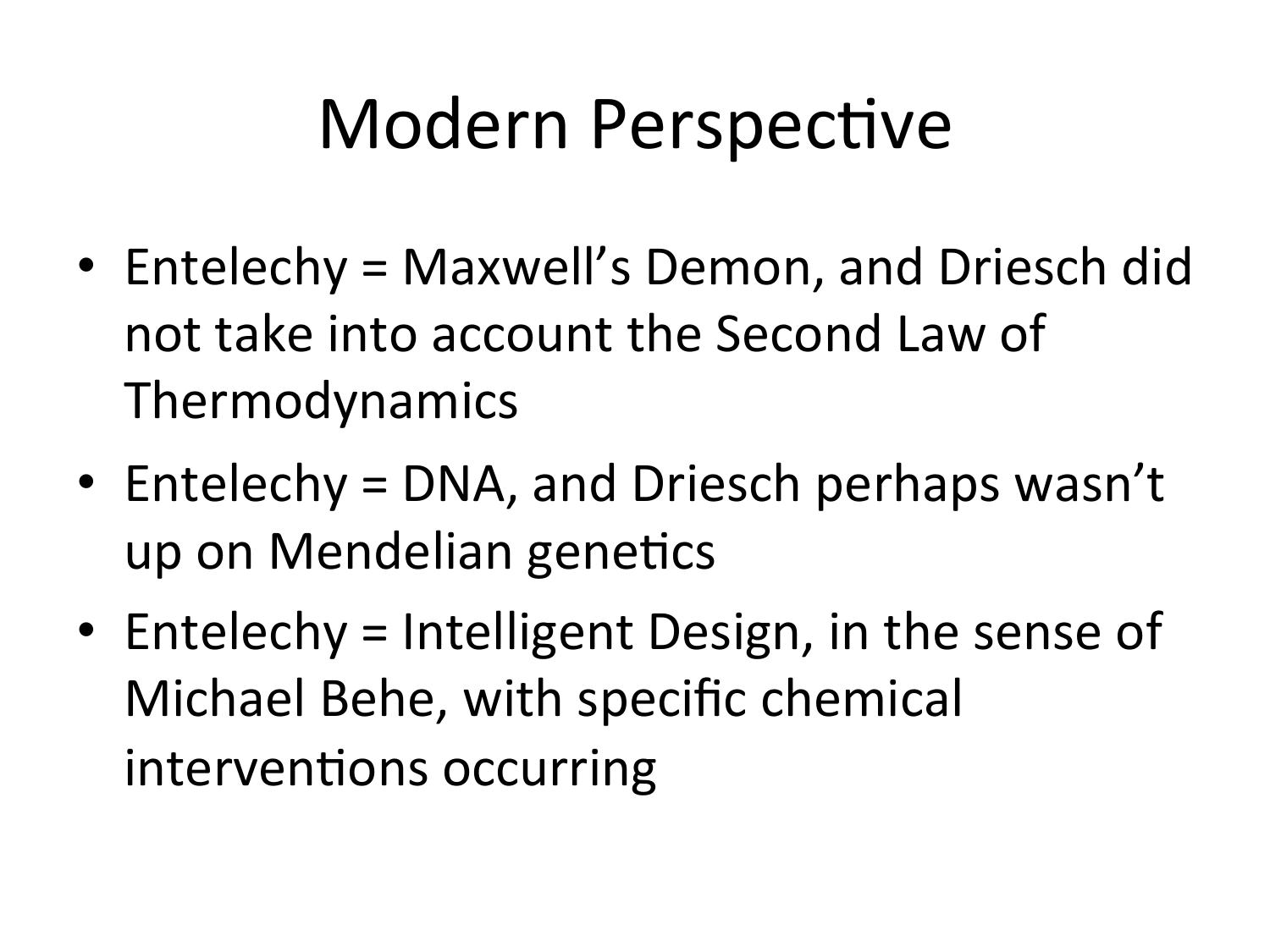# Modern Perspective

- Entelechy = Maxwell's Demon, and Driesch did not take into account the Second Law of Thermodynamics
- Entelechy = DNA, and Driesch perhaps wasn't up on Mendelian genetics
- Entelechy = Intelligent Design, in the sense of Michael Behe, with specific chemical interventions occurring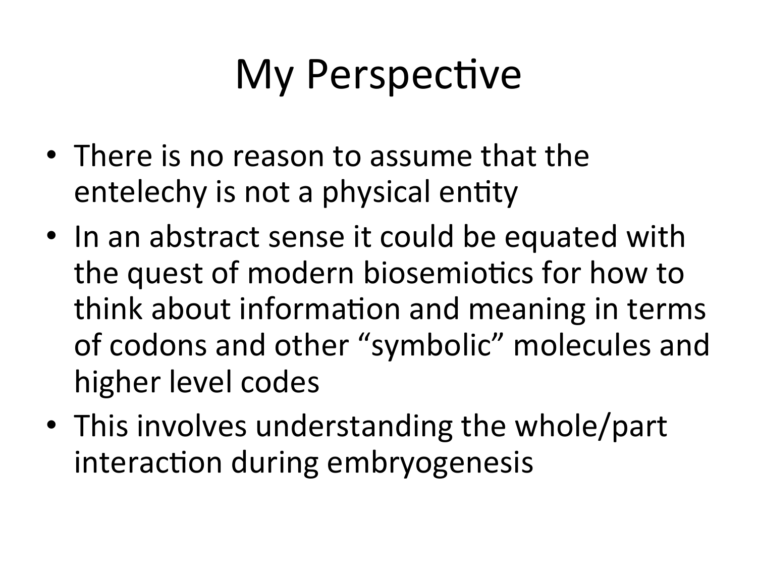# My Perspective

- There is no reason to assume that the entelechy is not a physical entity
- In an abstract sense it could be equated with the quest of modern biosemiotics for how to think about information and meaning in terms of codons and other "symbolic" molecules and higher level codes
- This involves understanding the whole/part interaction during embryogenesis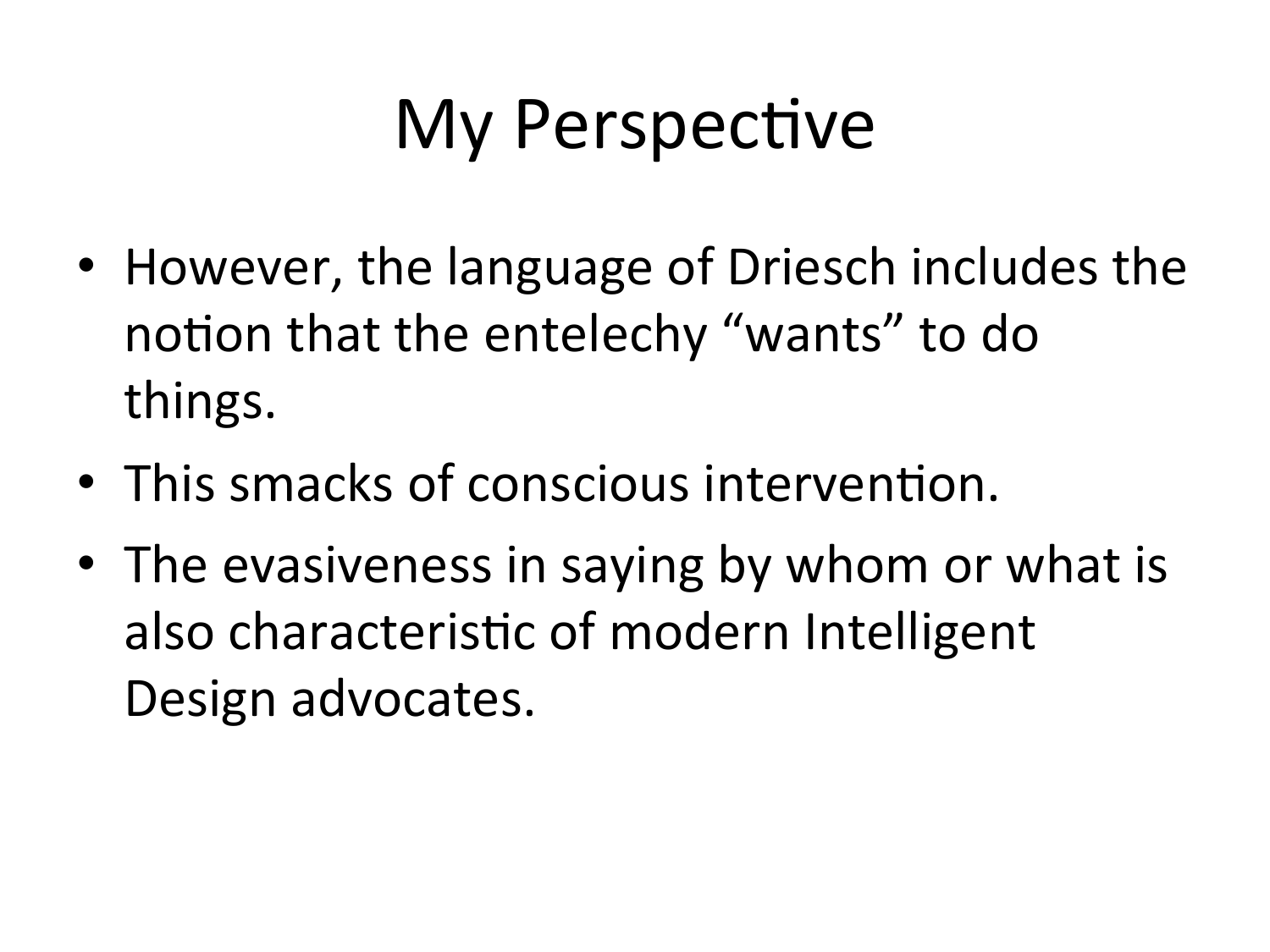# My Perspective

- However, the language of Driesch includes the notion that the entelechy “wants” to do things.
- This smacks of conscious intervention.
- The evasiveness in saying by whom or what is also characteristic of modern Intelligent Design advocates.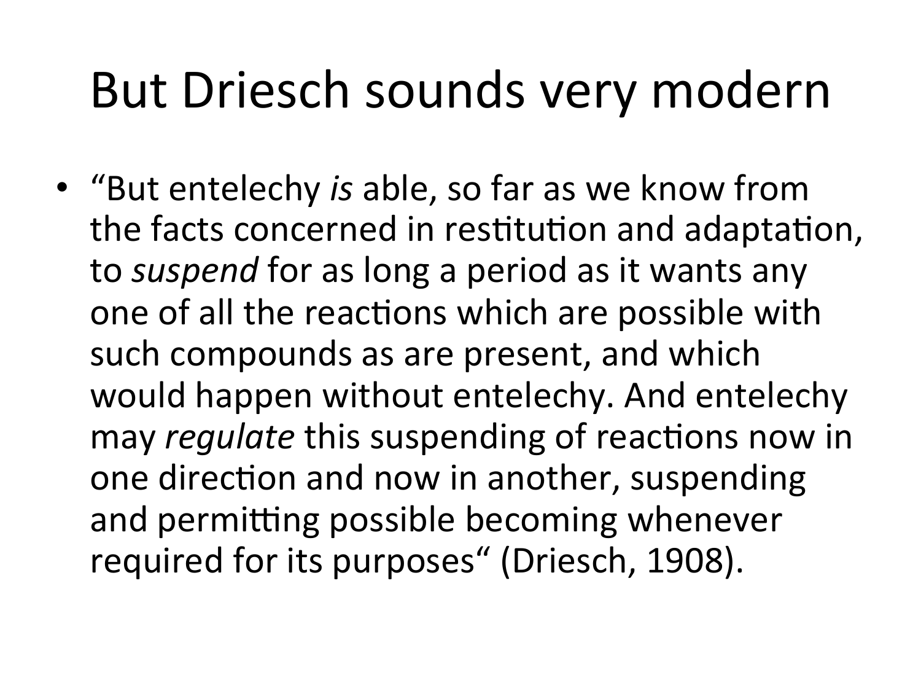# But Driesch sounds very modern

- “But entelechy *is* able, so far as we know from the facts concerned in restitution and adaptation, to *suspend* for as long a period as it wants any one of all the reactions which are possible with such compounds as are present, and which would happen without entelechy. And entelechy may *regulate* this suspending of reactions now in one direction and now in another, suspending and permitting possible becoming whenever required for its purposes“ (Driesch, 1908).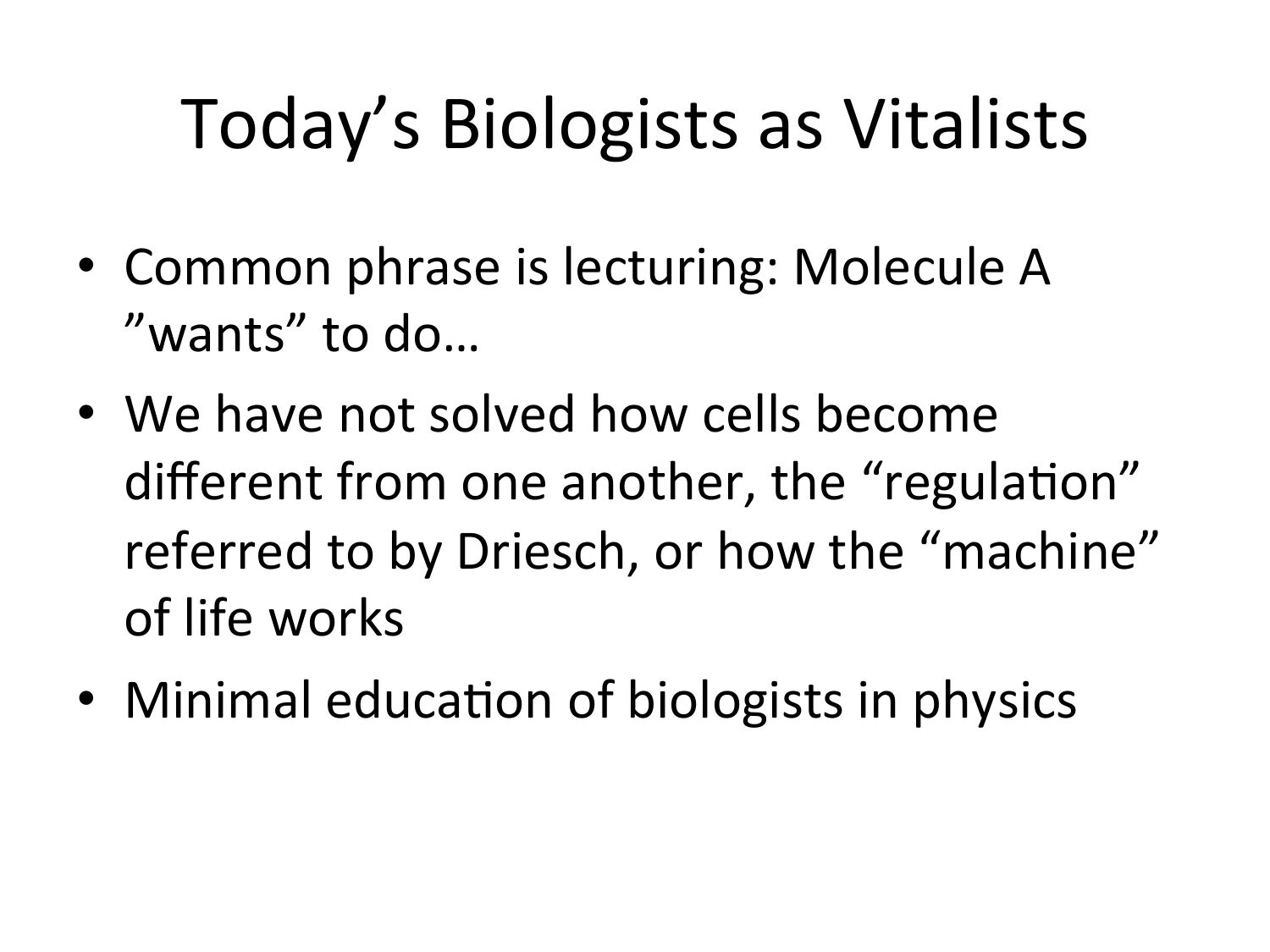# Today's Biologists as Vitalists

- Common phrase is lecturing: Molecule A "wants" to do…
- We have not solved how cells become different from one another, the "regulation" referred to by Driesch, or how the "machine" of life works
- Minimal education of biologists in physics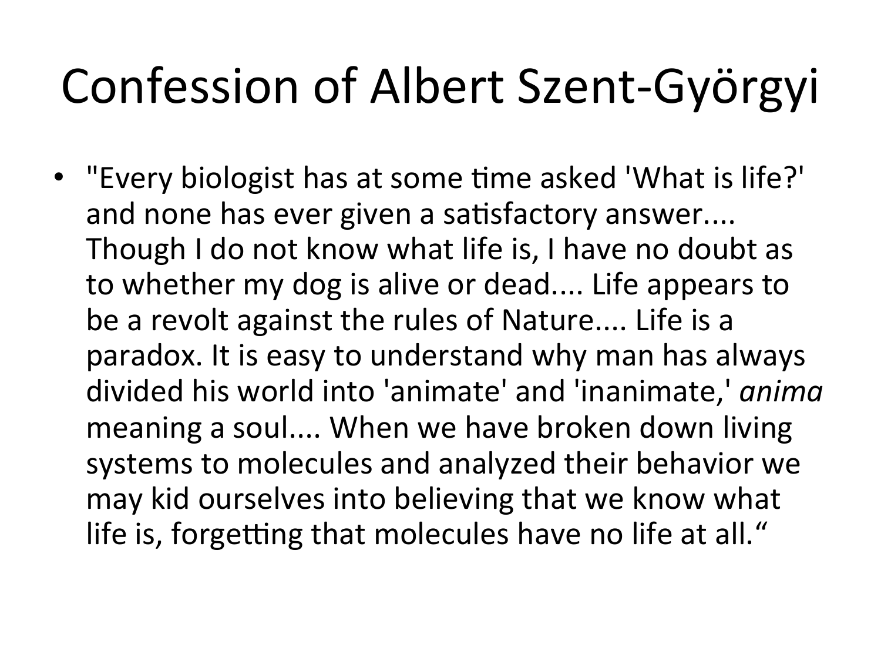# Confession of Albert Szent-Györgyi

- "Every biologist has at some time asked 'What is life?' and none has ever given a satisfactory answer.... Though I do not know what life is, I have no doubt as to whether my dog is alive or dead.... Life appears to be a revolt against the rules of Nature.... Life is a paradox. It is easy to understand why man has always divided his world into 'animate' and 'inanimate,' *anima* meaning a soul.... When we have broken down living systems to molecules and analyzed their behavior we may kid ourselves into believing that we know what life is, forgetting that molecules have no life at all."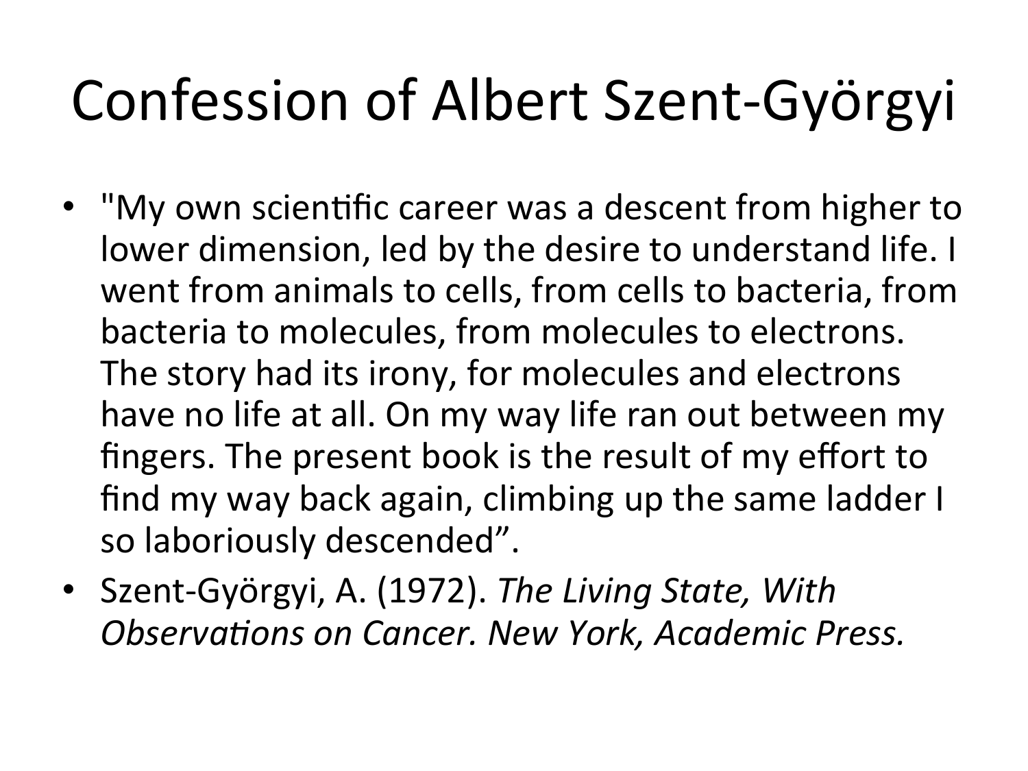# Confession of Albert Szent-Györgyi

- "My own scientific career was a descent from higher to lower dimension, led by the desire to understand life. I went from animals to cells, from cells to bacteria, from bacteria to molecules, from molecules to electrons. The story had its irony, for molecules and electrons have no life at all. On my way life ran out between my fingers. The present book is the result of my effort to find my way back again, climbing up the same ladder I so laboriously descended".
- Szent-Györgyi, A. (1972). *The Living State, With Observations on Cancer. New York, Academic Press.*